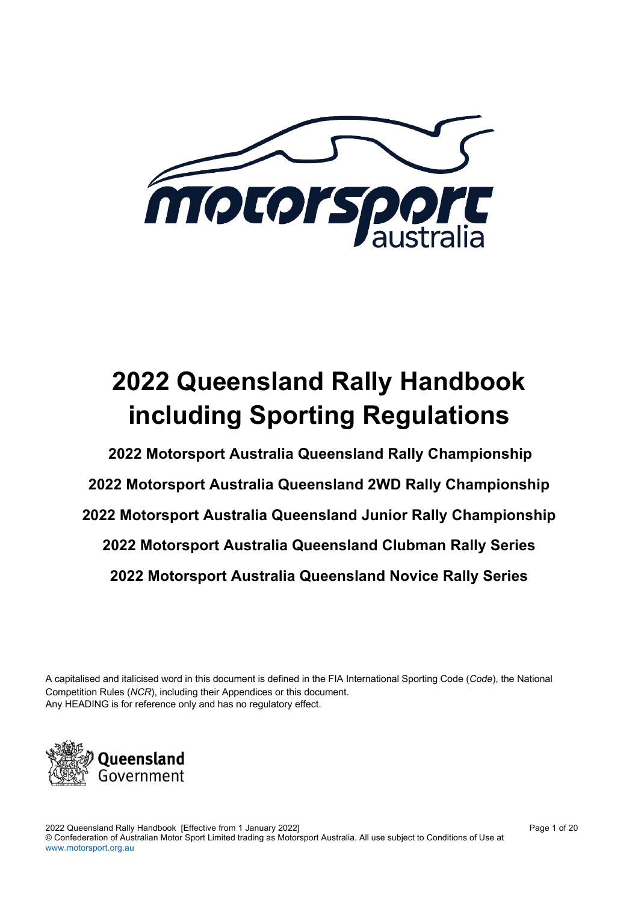# 2022 Queensland Rally Handbook including Sporting Regulations

## 2022 Motorsport Australia Queensland Rally Championship

## 2022 Motorsport Australia Queensland 2WD Rally Championship

## 2022 Motorsport Australia Queensland Junior Rally Championship

## 2022 Motorsport Australia Queensland Clubman Rally Series

## 2022 Motorsport Australia Queensland Novice Rally Series

A capitalised and italicised word in this document is defined in the FIA International Sporting Code (*Code*), the National Competition Rules (*NCR*), including their Appendices or this document.
Any HEADING is for reference only and has no regulatory effect.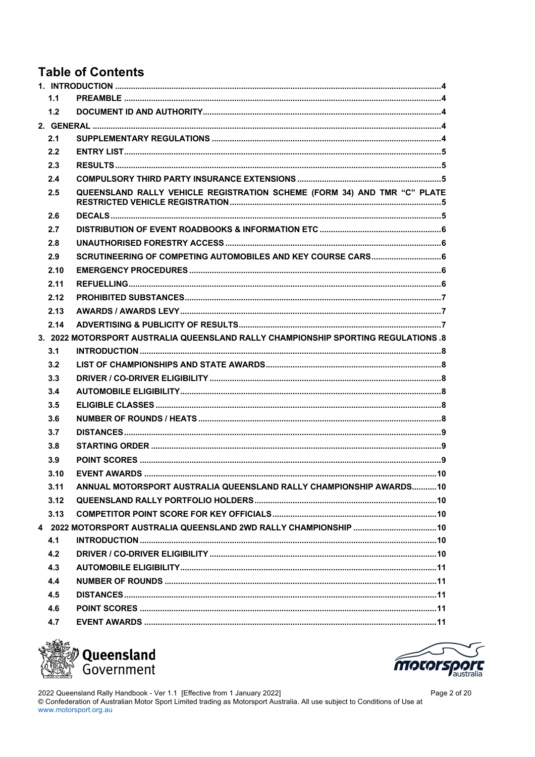# Table of Contents

1. INTRODUCTION ..... 4
   - 1.1 PREAMBLE ..... 4
   - 1.2 DOCUMENT ID AND AUTHORITY ..... 4
2. GENERAL ..... 4
   - 2.1 SUPPLEMENTARY REGULATIONS ..... 4
   - 2.2 ENTRY LIST ..... 5
   - 2.3 RESULTS ..... 5
   - 2.4 COMPULSORY THIRD PARTY INSURANCE EXTENSIONS ..... 5
   - 2.5 QUEENSLAND RALLY VEHICLE REGISTRATION SCHEME (FORM 34) AND TMR "C" PLATE RESTRICTED VEHICLE REGISTRATION ..... 5
   - 2.6 DECALS ..... 5
   - 2.7 DISTRIBUTION OF EVENT ROADBOOKS & INFORMATION ETC ..... 6
   - 2.8 UNAUTHORISED FORESTRY ACCESS ..... 6
   - 2.9 SCRUTINEERING OF COMPETING AUTOMOBILES AND KEY COURSE CARS ..... 6
   - 2.10 EMERGENCY PROCEDURES ..... 6
   - 2.11 REFUELLING ..... 6
   - 2.12 PROHIBITED SUBSTANCES ..... 7
   - 2.13 AWARDS / AWARDS LEVY ..... 7
   - 2.14 ADVERTISING & PUBLICITY OF RESULTS ..... 7
3. 2022 MOTORSPORT AUSTRALIA QUEENSLAND RALLY CHAMPIONSHIP SPORTING REGULATIONS ..... 8
   - 3.1 INTRODUCTION ..... 8
   - 3.2 LIST OF CHAMPIONSHIPS AND STATE AWARDS ..... 8
   - 3.3 DRIVER / CO-DRIVER ELIGIBILITY ..... 8
   - 3.4 AUTOMOBILE ELIGIBILITY ..... 8
   - 3.5 ELIGIBLE CLASSES ..... 8
   - 3.6 NUMBER OF ROUNDS / HEATS ..... 8
   - 3.7 DISTANCES ..... 9
   - 3.8 STARTING ORDER ..... 9
   - 3.9 POINT SCORES ..... 9
   - 3.10 EVENT AWARDS ..... 10
   - 3.11 ANNUAL MOTORSPORT AUSTRALIA QUEENSLAND RALLY CHAMPIONSHIP AWARDS ..... 10
   - 3.12 QUEENSLAND RALLY PORTFOLIO HOLDERS ..... 10
   - 3.13 COMPETITOR POINT SCORE FOR KEY OFFICIALS ..... 10
4. 2022 MOTORSPORT AUSTRALIA QUEENSLAND 2WD RALLY CHAMPIONSHIP ..... 10
   - 4.1 INTRODUCTION ..... 10
   - 4.2 DRIVER / CO-DRIVER ELIGIBILITY ..... 10
   - 4.3 AUTOMOBILE ELIGIBILITY ..... 11
   - 4.4 NUMBER OF ROUNDS ..... 11
   - 4.5 DISTANCES ..... 11
   - 4.6 POINT SCORES ..... 11
   - 4.7 EVENT AWARDS ..... 11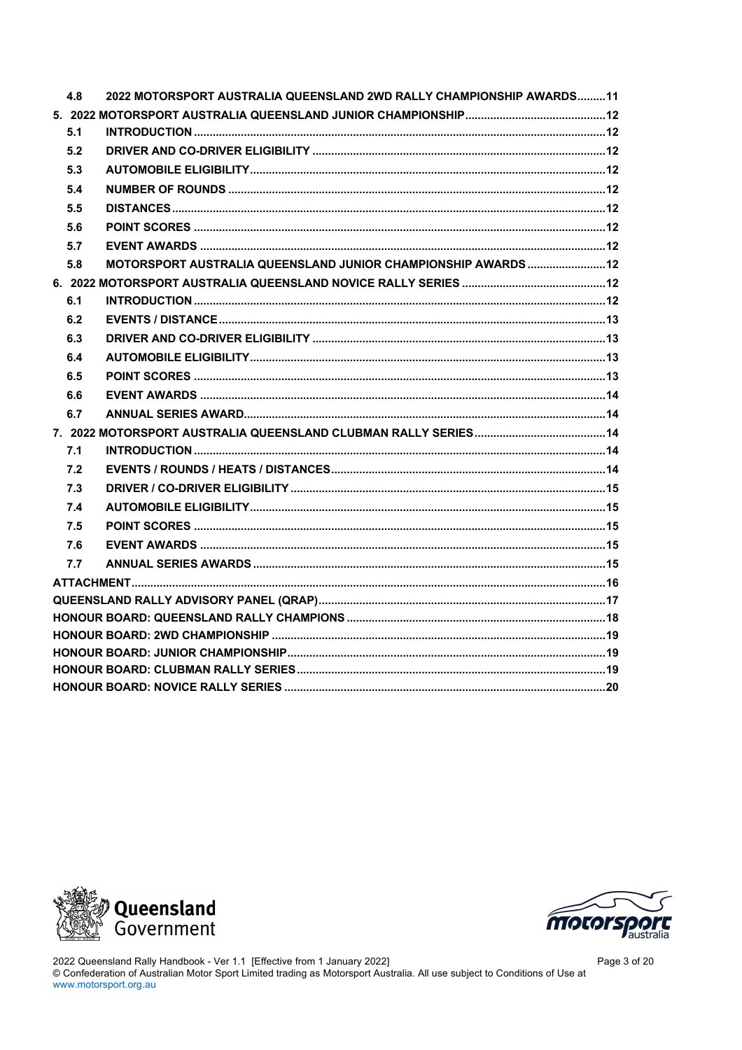| | | |
|---|---|---|
| 4.8 | 2022 MOTORSPORT AUSTRALIA QUEENSLAND 2WD RALLY CHAMPIONSHIP AWARDS | 11 |
| 5. | 2022 MOTORSPORT AUSTRALIA QUEENSLAND JUNIOR CHAMPIONSHIP | 12 |
| 5.1 | INTRODUCTION | 12 |
| 5.2 | DRIVER AND CO-DRIVER ELIGIBILITY | 12 |
| 5.3 | AUTOMOBILE ELIGIBILITY | 12 |
| 5.4 | NUMBER OF ROUNDS | 12 |
| 5.5 | DISTANCES | 12 |
| 5.6 | POINT SCORES | 12 |
| 5.7 | EVENT AWARDS | 12 |
| 5.8 | MOTORSPORT AUSTRALIA QUEENSLAND JUNIOR CHAMPIONSHIP AWARDS | 12 |
| 6. | 2022 MOTORSPORT AUSTRALIA QUEENSLAND NOVICE RALLY SERIES | 12 |
| 6.1 | INTRODUCTION | 12 |
| 6.2 | EVENTS / DISTANCE | 13 |
| 6.3 | DRIVER AND CO-DRIVER ELIGIBILITY | 13 |
| 6.4 | AUTOMOBILE ELIGIBILITY | 13 |
| 6.5 | POINT SCORES | 13 |
| 6.6 | EVENT AWARDS | 14 |
| 6.7 | ANNUAL SERIES AWARD | 14 |
| 7. | 2022 MOTORSPORT AUSTRALIA QUEENSLAND CLUBMAN RALLY SERIES | 14 |
| 7.1 | INTRODUCTION | 14 |
| 7.2 | EVENTS / ROUNDS / HEATS / DISTANCES | 14 |
| 7.3 | DRIVER / CO-DRIVER ELIGIBILITY | 15 |
| 7.4 | AUTOMOBILE ELIGIBILITY | 15 |
| 7.5 | POINT SCORES | 15 |
| 7.6 | EVENT AWARDS | 15 |
| 7.7 | ANNUAL SERIES AWARDS | 15 |
| | ATTACHMENT | 16 |
| | QUEENSLAND RALLY ADVISORY PANEL (QRAP) | 17 |
| | HONOUR BOARD: QUEENSLAND RALLY CHAMPIONS | 18 |
| | HONOUR BOARD: 2WD CHAMPIONSHIP | 19 |
| | HONOUR BOARD: JUNIOR CHAMPIONSHIP | 19 |
| | HONOUR BOARD: CLUBMAN RALLY SERIES | 19 |
| | HONOUR BOARD: NOVICE RALLY SERIES | 20 |

2022 Queensland Rally Handbook - Ver 1.1 [Effective from 1 January 2022]

© Confederation of Australian Motor Sport Limited trading as Motorsport Australia. All use subject to Conditions of Use at www.motorsport.org.au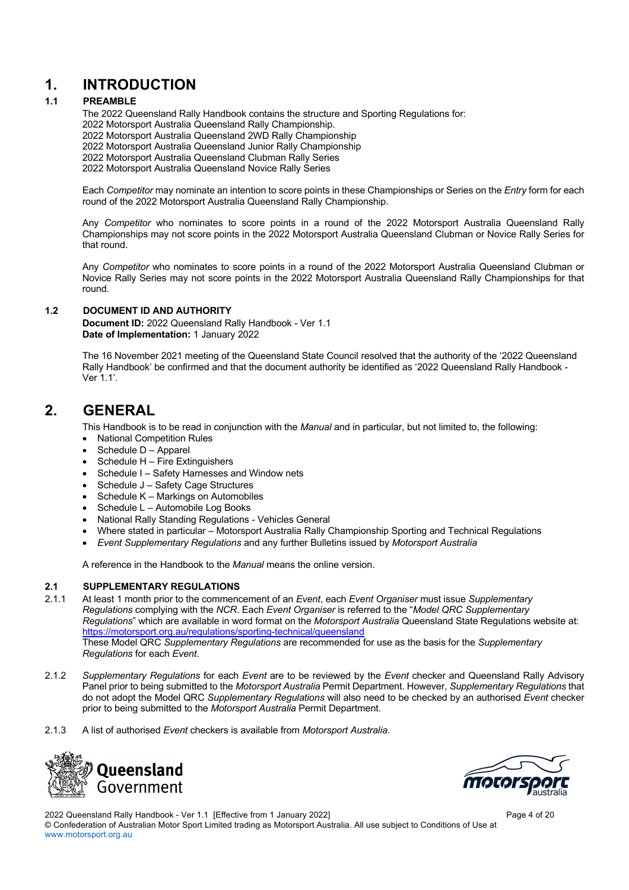# 1. INTRODUCTION

## 1.1 PREAMBLE

The 2022 Queensland Rally Handbook contains the structure and Sporting Regulations for:
2022 Motorsport Australia Queensland Rally Championship.
2022 Motorsport Australia Queensland 2WD Rally Championship
2022 Motorsport Australia Queensland Junior Rally Championship
2022 Motorsport Australia Queensland Clubman Rally Series
2022 Motorsport Australia Queensland Novice Rally Series

Each *Competitor* may nominate an intention to score points in these Championships or Series on the *Entry* form for each round of the 2022 Motorsport Australia Queensland Rally Championship.

Any *Competitor* who nominates to score points in a round of the 2022 Motorsport Australia Queensland Rally Championships may not score points in the 2022 Motorsport Australia Queensland Clubman or Novice Rally Series for that round.

Any *Competitor* who nominates to score points in a round of the 2022 Motorsport Australia Queensland Clubman or Novice Rally Series may not score points in the 2022 Motorsport Australia Queensland Rally Championships for that round.

## 1.2 DOCUMENT ID AND AUTHORITY

**Document ID:** 2022 Queensland Rally Handbook - Ver 1.1
**Date of Implementation:** 1 January 2022

The 16 November 2021 meeting of the Queensland State Council resolved that the authority of the '2022 Queensland Rally Handbook' be confirmed and that the document authority be identified as '2022 Queensland Rally Handbook - Ver 1.1'.

# 2. GENERAL

This Handbook is to be read in conjunction with the *Manual* and in particular, but not limited to, the following:

- National Competition Rules
- Schedule D – Apparel
- Schedule H – Fire Extinguishers
- Schedule I – Safety Harnesses and Window nets
- Schedule J – Safety Cage Structures
- Schedule K – Markings on Automobiles
- Schedule L – Automobile Log Books
- National Rally Standing Regulations - Vehicles General
- Where stated in particular – Motorsport Australia Rally Championship Sporting and Technical Regulations
- *Event Supplementary Regulations* and any further Bulletins issued by *Motorsport Australia*

A reference in the Handbook to the *Manual* means the online version.

## 2.1 SUPPLEMENTARY REGULATIONS

2.1.1 At least 1 month prior to the commencement of an *Event*, each *Event Organiser* must issue *Supplementary Regulations* complying with the *NCR*. Each *Event Organiser* is referred to the "*Model QRC Supplementary Regulations*" which are available in word format on the *Motorsport Australia* Queensland State Regulations website at: https://motorsport.org.au/regulations/sporting-technical/queensland
These Model QRC *Supplementary Regulations* are recommended for use as the basis for the *Supplementary Regulations* for each *Event*.

2.1.2 *Supplementary Regulations* for each *Event* are to be reviewed by the *Event* checker and Queensland Rally Advisory Panel prior to being submitted to the *Motorsport Australia* Permit Department. However, *Supplementary Regulations* that do not adopt the Model QRC *Supplementary Regulations* will also need to be checked by an authorised *Event* checker prior to being submitted to the *Motorsport Australia* Permit Department.

2.1.3 A list of authorised *Event* checkers is available from *Motorsport Australia*.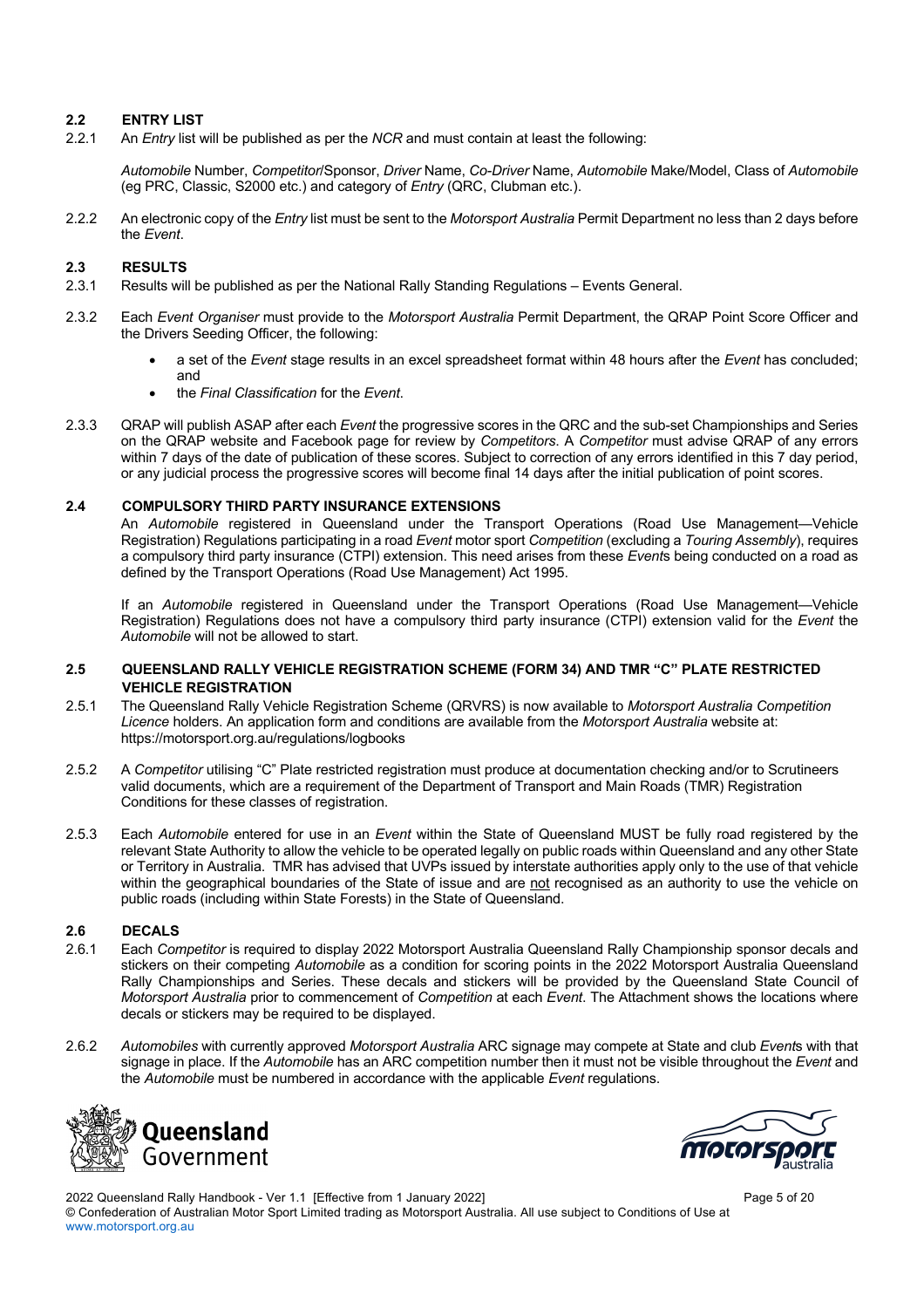### 2.2 ENTRY LIST

2.2.1 An *Entry* list will be published as per the *NCR* and must contain at least the following:

*Automobile* Number, *Competitor*/Sponsor, *Driver* Name, *Co-Driver* Name, *Automobile* Make/Model, Class of *Automobile* (eg PRC, Classic, S2000 etc.) and category of *Entry* (QRC, Clubman etc.).

2.2.2 An electronic copy of the *Entry* list must be sent to the *Motorsport Australia* Permit Department no less than 2 days before the *Event*.

### 2.3 RESULTS

2.3.1 Results will be published as per the National Rally Standing Regulations – Events General.

2.3.2 Each *Event Organiser* must provide to the *Motorsport Australia* Permit Department, the QRAP Point Score Officer and the Drivers Seeding Officer, the following:

- a set of the *Event* stage results in an excel spreadsheet format within 48 hours after the *Event* has concluded; and
- the *Final Classification* for the *Event*.

2.3.3 QRAP will publish ASAP after each *Event* the progressive scores in the QRC and the sub-set Championships and Series on the QRAP website and Facebook page for review by *Competitors*. A *Competitor* must advise QRAP of any errors within 7 days of the date of publication of these scores. Subject to correction of any errors identified in this 7 day period, or any judicial process the progressive scores will become final 14 days after the initial publication of point scores.

### 2.4 COMPULSORY THIRD PARTY INSURANCE EXTENSIONS

An *Automobile* registered in Queensland under the Transport Operations (Road Use Management—Vehicle Registration) Regulations participating in a road *Event* motor sport *Competition* (excluding a *Touring Assembly*), requires a compulsory third party insurance (CTPI) extension. This need arises from these *Event*s being conducted on a road as defined by the Transport Operations (Road Use Management) Act 1995.

If an *Automobile* registered in Queensland under the Transport Operations (Road Use Management—Vehicle Registration) Regulations does not have a compulsory third party insurance (CTPI) extension valid for the *Event* the *Automobile* will not be allowed to start.

### 2.5 QUEENSLAND RALLY VEHICLE REGISTRATION SCHEME (FORM 34) AND TMR "C" PLATE RESTRICTED VEHICLE REGISTRATION

2.5.1 The Queensland Rally Vehicle Registration Scheme (QRVRS) is now available to *Motorsport Australia Competition Licence* holders. An application form and conditions are available from the *Motorsport Australia* website at: https://motorsport.org.au/regulations/logbooks

2.5.2 A *Competitor* utilising "C" Plate restricted registration must produce at documentation checking and/or to Scrutineers valid documents, which are a requirement of the Department of Transport and Main Roads (TMR) Registration Conditions for these classes of registration.

2.5.3 Each *Automobile* entered for use in an *Event* within the State of Queensland MUST be fully road registered by the relevant State Authority to allow the vehicle to be operated legally on public roads within Queensland and any other State or Territory in Australia. TMR has advised that UVPs issued by interstate authorities apply only to the use of that vehicle within the geographical boundaries of the State of issue and are not recognised as an authority to use the vehicle on public roads (including within State Forests) in the State of Queensland.

### 2.6 DECALS

2.6.1 Each *Competitor* is required to display 2022 Motorsport Australia Queensland Rally Championship sponsor decals and stickers on their competing *Automobile* as a condition for scoring points in the 2022 Motorsport Australia Queensland Rally Championships and Series. These decals and stickers will be provided by the Queensland State Council of *Motorsport Australia* prior to commencement of *Competition* at each *Event*. The Attachment shows the locations where decals or stickers may be required to be displayed.

2.6.2 *Automobiles* with currently approved *Motorsport Australia* ARC signage may compete at State and club *Event*s with that signage in place. If the *Automobile* has an ARC competition number then it must not be visible throughout the *Event* and the *Automobile* must be numbered in accordance with the applicable *Event* regulations.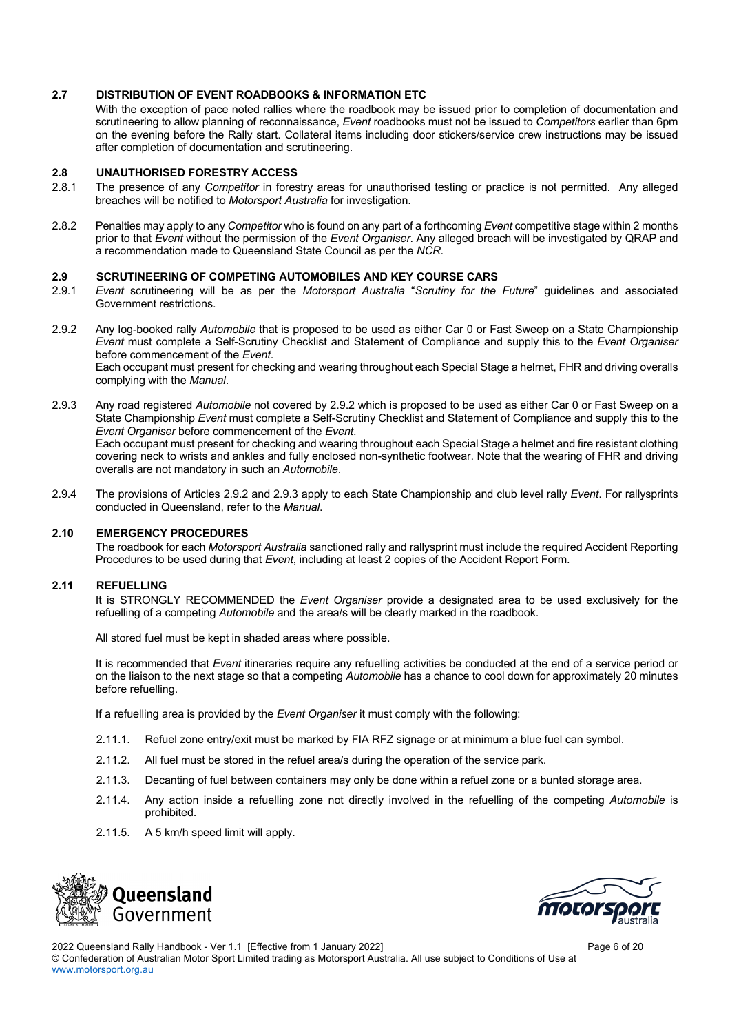### 2.7 DISTRIBUTION OF EVENT ROADBOOKS & INFORMATION ETC

With the exception of pace noted rallies where the roadbook may be issued prior to completion of documentation and scrutineering to allow planning of reconnaissance, *Event* roadbooks must not be issued to *Competitors* earlier than 6pm on the evening before the Rally start. Collateral items including door stickers/service crew instructions may be issued after completion of documentation and scrutineering.

### 2.8 UNAUTHORISED FORESTRY ACCESS

2.8.1 The presence of any *Competitor* in forestry areas for unauthorised testing or practice is not permitted. Any alleged breaches will be notified to *Motorsport Australia* for investigation.

2.8.2 Penalties may apply to any *Competitor* who is found on any part of a forthcoming *Event* competitive stage within 2 months prior to that *Event* without the permission of the *Event Organiser*. Any alleged breach will be investigated by QRAP and a recommendation made to Queensland State Council as per the *NCR*.

### 2.9 SCRUTINEERING OF COMPETING AUTOMOBILES AND KEY COURSE CARS

2.9.1 *Event* scrutineering will be as per the *Motorsport Australia* "*Scrutiny for the Future*" guidelines and associated Government restrictions.

2.9.2 Any log-booked rally *Automobile* that is proposed to be used as either Car 0 or Fast Sweep on a State Championship *Event* must complete a Self-Scrutiny Checklist and Statement of Compliance and supply this to the *Event Organiser* before commencement of the *Event*.
Each occupant must present for checking and wearing throughout each Special Stage a helmet, FHR and driving overalls complying with the *Manual*.

2.9.3 Any road registered *Automobile* not covered by 2.9.2 which is proposed to be used as either Car 0 or Fast Sweep on a State Championship *Event* must complete a Self-Scrutiny Checklist and Statement of Compliance and supply this to the *Event Organiser* before commencement of the *Event*.
Each occupant must present for checking and wearing throughout each Special Stage a helmet and fire resistant clothing covering neck to wrists and ankles and fully enclosed non-synthetic footwear. Note that the wearing of FHR and driving overalls are not mandatory in such an *Automobile*.

2.9.4 The provisions of Articles 2.9.2 and 2.9.3 apply to each State Championship and club level rally *Event*. For rallysprints conducted in Queensland, refer to the *Manual*.

### 2.10 EMERGENCY PROCEDURES

The roadbook for each *Motorsport Australia* sanctioned rally and rallysprint must include the required Accident Reporting Procedures to be used during that *Event*, including at least 2 copies of the Accident Report Form.

### 2.11 REFUELLING

It is STRONGLY RECOMMENDED the *Event Organiser* provide a designated area to be used exclusively for the refuelling of a competing *Automobile* and the area/s will be clearly marked in the roadbook.

All stored fuel must be kept in shaded areas where possible.

It is recommended that *Event* itineraries require any refuelling activities be conducted at the end of a service period or on the liaison to the next stage so that a competing *Automobile* has a chance to cool down for approximately 20 minutes before refuelling.

If a refuelling area is provided by the *Event Organiser* it must comply with the following:

2.11.1. Refuel zone entry/exit must be marked by FIA RFZ signage or at minimum a blue fuel can symbol.

2.11.2. All fuel must be stored in the refuel area/s during the operation of the service park.

2.11.3. Decanting of fuel between containers may only be done within a refuel zone or a bunted storage area.

2.11.4. Any action inside a refuelling zone not directly involved in the refuelling of the competing *Automobile* is prohibited.

2.11.5. A 5 km/h speed limit will apply.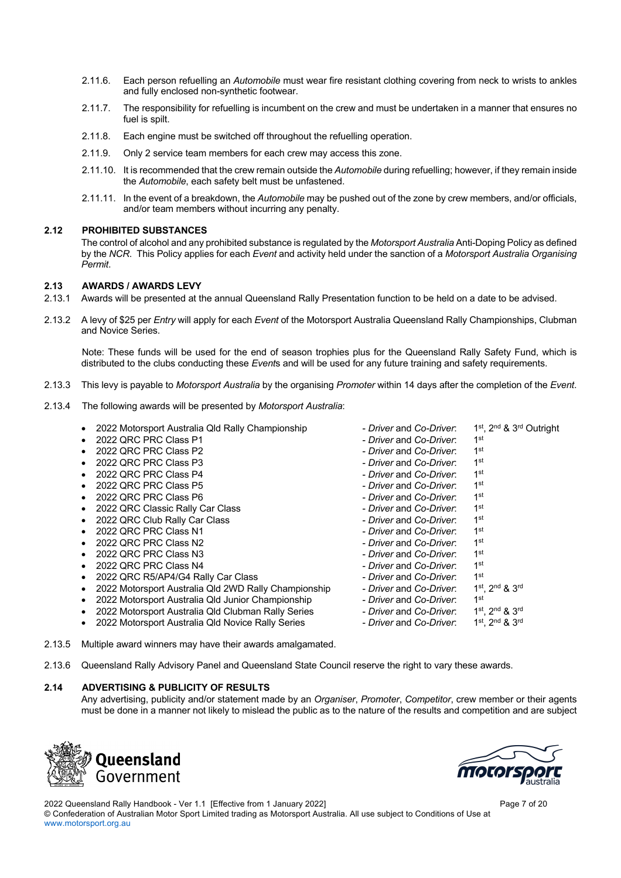2.11.6. Each person refuelling an *Automobile* must wear fire resistant clothing covering from neck to wrists to ankles and fully enclosed non-synthetic footwear.

2.11.7. The responsibility for refuelling is incumbent on the crew and must be undertaken in a manner that ensures no fuel is spilt.

2.11.8. Each engine must be switched off throughout the refuelling operation.

2.11.9. Only 2 service team members for each crew may access this zone.

2.11.10. It is recommended that the crew remain outside the *Automobile* during refuelling; however, if they remain inside the *Automobile*, each safety belt must be unfastened.

2.11.11. In the event of a breakdown, the *Automobile* may be pushed out of the zone by crew members, and/or officials, and/or team members without incurring any penalty.

## 2.12 PROHIBITED SUBSTANCES

The control of alcohol and any prohibited substance is regulated by the *Motorsport Australia* Anti-Doping Policy as defined by the *NCR*. This Policy applies for each *Event* and activity held under the sanction of a *Motorsport Australia Organising Permit*.

## 2.13 AWARDS / AWARDS LEVY

2.13.1 Awards will be presented at the annual Queensland Rally Presentation function to be held on a date to be advised.

2.13.2 A levy of $25 per *Entry* will apply for each *Event* of the Motorsport Australia Queensland Rally Championships, Clubman and Novice Series.

Note: These funds will be used for the end of season trophies plus for the Queensland Rally Safety Fund, which is distributed to the clubs conducting these *Event*s and will be used for any future training and safety requirements.

2.13.3 This levy is payable to *Motorsport Australia* by the organising *Promoter* within 14 days after the completion of the *Event*.

2.13.4 The following awards will be presented by *Motorsport Australia*:

| | | |
|---|---|---|
| 2022 Motorsport Australia Qld Rally Championship | - *Driver* and *Co-Driver*. | 1st, 2nd & 3rd Outright |
| 2022 QRC PRC Class P1 | - *Driver* and *Co-Driver*. | 1st |
| 2022 QRC PRC Class P2 | - *Driver* and *Co-Driver*. | 1st |
| 2022 QRC PRC Class P3 | - *Driver* and *Co-Driver*. | 1st |
| 2022 QRC PRC Class P4 | - *Driver* and *Co-Driver*. | 1st |
| 2022 QRC PRC Class P5 | - *Driver* and *Co-Driver*. | 1st |
| 2022 QRC PRC Class P6 | - *Driver* and *Co-Driver*. | 1st |
| 2022 QRC Classic Rally Car Class | - *Driver* and *Co-Driver*. | 1st |
| 2022 QRC Club Rally Car Class | - *Driver* and *Co-Driver*. | 1st |
| 2022 QRC PRC Class N1 | - *Driver* and *Co-Driver*. | 1st |
| 2022 QRC PRC Class N2 | - *Driver* and *Co-Driver*. | 1st |
| 2022 QRC PRC Class N3 | - *Driver* and *Co-Driver*. | 1st |
| 2022 QRC PRC Class N4 | - *Driver* and *Co-Driver*. | 1st |
| 2022 QRC R5/AP4/G4 Rally Car Class | - *Driver* and *Co-Driver*. | 1st |
| 2022 Motorsport Australia Qld 2WD Rally Championship | - *Driver* and *Co-Driver*. | 1st, 2nd & 3rd |
| 2022 Motorsport Australia Qld Junior Championship | - *Driver* and *Co-Driver*. | 1st |
| 2022 Motorsport Australia Qld Clubman Rally Series | - *Driver* and *Co-Driver*. | 1st, 2nd & 3rd |
| 2022 Motorsport Australia Qld Novice Rally Series | - *Driver* and *Co-Driver*. | 1st, 2nd & 3rd |

2.13.5 Multiple award winners may have their awards amalgamated.

2.13.6 Queensland Rally Advisory Panel and Queensland State Council reserve the right to vary these awards.

## 2.14 ADVERTISING & PUBLICITY OF RESULTS

Any advertising, publicity and/or statement made by an *Organiser*, *Promoter*, *Competitor*, crew member or their agents must be done in a manner not likely to mislead the public as to the nature of the results and competition and are subject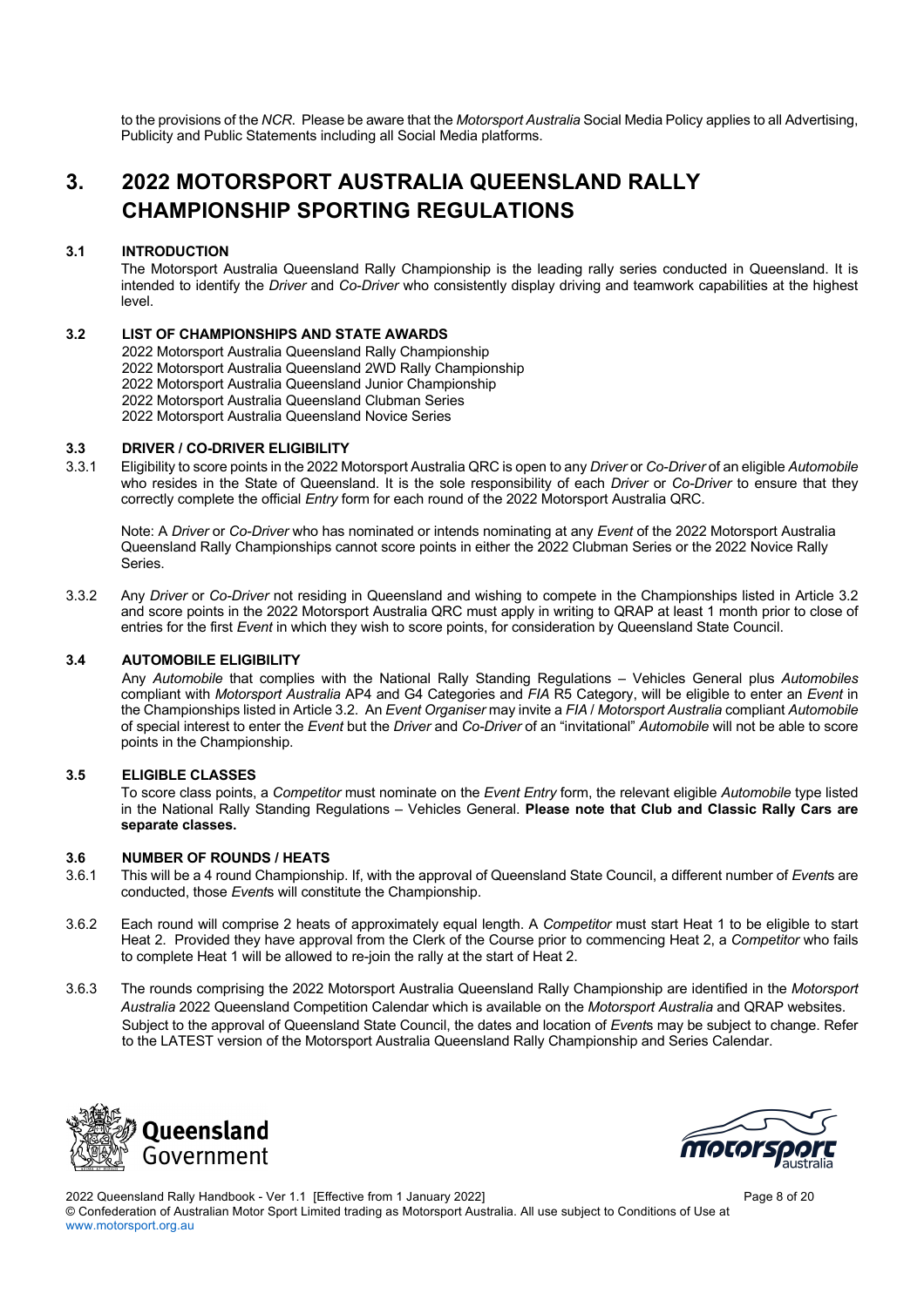to the provisions of the *NCR*. Please be aware that the *Motorsport Australia* Social Media Policy applies to all Advertising, Publicity and Public Statements including all Social Media platforms.

# 3. 2022 MOTORSPORT AUSTRALIA QUEENSLAND RALLY CHAMPIONSHIP SPORTING REGULATIONS

### 3.1 INTRODUCTION

The Motorsport Australia Queensland Rally Championship is the leading rally series conducted in Queensland. It is intended to identify the *Driver* and *Co-Driver* who consistently display driving and teamwork capabilities at the highest level.

### 3.2 LIST OF CHAMPIONSHIPS AND STATE AWARDS

2022 Motorsport Australia Queensland Rally Championship
2022 Motorsport Australia Queensland 2WD Rally Championship
2022 Motorsport Australia Queensland Junior Championship
2022 Motorsport Australia Queensland Clubman Series
2022 Motorsport Australia Queensland Novice Series

### 3.3 DRIVER / CO-DRIVER ELIGIBILITY

3.3.1 Eligibility to score points in the 2022 Motorsport Australia QRC is open to any *Driver* or *Co-Driver* of an eligible *Automobile* who resides in the State of Queensland. It is the sole responsibility of each *Driver* or *Co-Driver* to ensure that they correctly complete the official *Entry* form for each round of the 2022 Motorsport Australia QRC.

Note: A *Driver* or *Co-Driver* who has nominated or intends nominating at any *Event* of the 2022 Motorsport Australia Queensland Rally Championships cannot score points in either the 2022 Clubman Series or the 2022 Novice Rally Series.

3.3.2 Any *Driver* or *Co-Driver* not residing in Queensland and wishing to compete in the Championships listed in Article 3.2 and score points in the 2022 Motorsport Australia QRC must apply in writing to QRAP at least 1 month prior to close of entries for the first *Event* in which they wish to score points, for consideration by Queensland State Council.

### 3.4 AUTOMOBILE ELIGIBILITY

Any *Automobile* that complies with the National Rally Standing Regulations – Vehicles General plus *Automobiles* compliant with *Motorsport Australia* AP4 and G4 Categories and *FIA* R5 Category, will be eligible to enter an *Event* in the Championships listed in Article 3.2. An *Event Organiser* may invite a *FIA* / *Motorsport Australia* compliant *Automobile* of special interest to enter the *Event* but the *Driver* and *Co-Driver* of an "invitational" *Automobile* will not be able to score points in the Championship.

### 3.5 ELIGIBLE CLASSES

To score class points, a *Competitor* must nominate on the *Event Entry* form, the relevant eligible *Automobile* type listed in the National Rally Standing Regulations – Vehicles General. **Please note that Club and Classic Rally Cars are separate classes.**

### 3.6 NUMBER OF ROUNDS / HEATS

3.6.1 This will be a 4 round Championship. If, with the approval of Queensland State Council, a different number of *Event*s are conducted, those *Event*s will constitute the Championship.

3.6.2 Each round will comprise 2 heats of approximately equal length. A *Competitor* must start Heat 1 to be eligible to start Heat 2. Provided they have approval from the Clerk of the Course prior to commencing Heat 2, a *Competitor* who fails to complete Heat 1 will be allowed to re-join the rally at the start of Heat 2.

3.6.3 The rounds comprising the 2022 Motorsport Australia Queensland Rally Championship are identified in the *Motorsport Australia* 2022 Queensland Competition Calendar which is available on the *Motorsport Australia* and QRAP websites. Subject to the approval of Queensland State Council, the dates and location of *Event*s may be subject to change. Refer to the LATEST version of the Motorsport Australia Queensland Rally Championship and Series Calendar.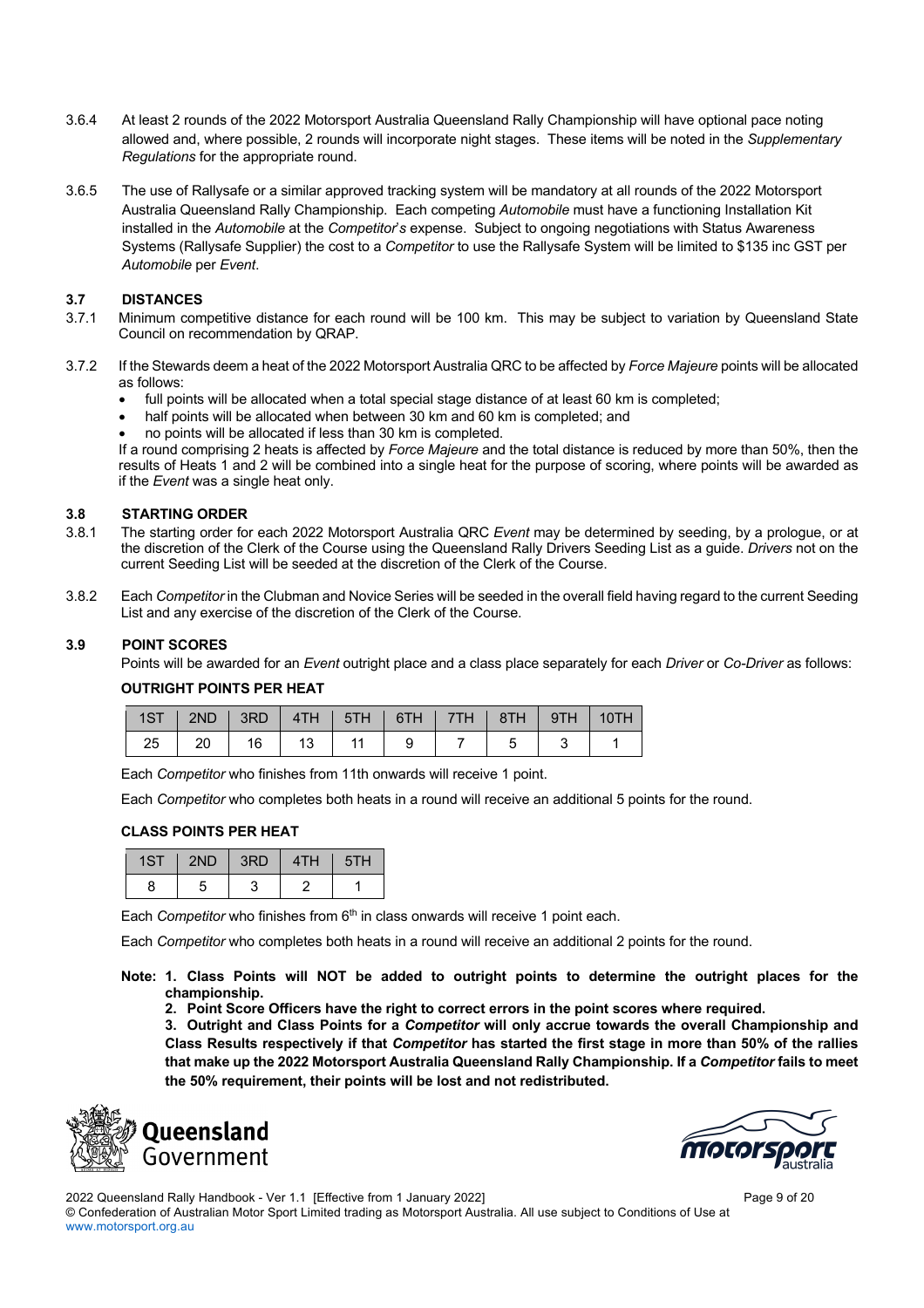3.6.4 At least 2 rounds of the 2022 Motorsport Australia Queensland Rally Championship will have optional pace noting allowed and, where possible, 2 rounds will incorporate night stages. These items will be noted in the *Supplementary Regulations* for the appropriate round.

3.6.5 The use of Rallysafe or a similar approved tracking system will be mandatory at all rounds of the 2022 Motorsport Australia Queensland Rally Championship. Each competing *Automobile* must have a functioning Installation Kit installed in the *Automobile* at the *Competitor's* expense. Subject to ongoing negotiations with Status Awareness Systems (Rallysafe Supplier) the cost to a *Competitor* to use the Rallysafe System will be limited to $135 inc GST per *Automobile* per *Event*.

### 3.7 DISTANCES

3.7.1 Minimum competitive distance for each round will be 100 km. This may be subject to variation by Queensland State Council on recommendation by QRAP.

3.7.2 If the Stewards deem a heat of the 2022 Motorsport Australia QRC to be affected by *Force Majeure* points will be allocated as follows:

- full points will be allocated when a total special stage distance of at least 60 km is completed;
- half points will be allocated when between 30 km and 60 km is completed; and
- no points will be allocated if less than 30 km is completed.

If a round comprising 2 heats is affected by *Force Majeure* and the total distance is reduced by more than 50%, then the results of Heats 1 and 2 will be combined into a single heat for the purpose of scoring, where points will be awarded as if the *Event* was a single heat only.

### 3.8 STARTING ORDER

3.8.1 The starting order for each 2022 Motorsport Australia QRC *Event* may be determined by seeding, by a prologue, or at the discretion of the Clerk of the Course using the Queensland Rally Drivers Seeding List as a guide. *Drivers* not on the current Seeding List will be seeded at the discretion of the Clerk of the Course.

3.8.2 Each *Competitor* in the Clubman and Novice Series will be seeded in the overall field having regard to the current Seeding List and any exercise of the discretion of the Clerk of the Course.

### 3.9 POINT SCORES

Points will be awarded for an *Event* outright place and a class place separately for each *Driver* or *Co-Driver* as follows:

**OUTRIGHT POINTS PER HEAT**

| 1ST | 2ND | 3RD | 4TH | 5TH | 6TH | 7TH | 8TH | 9TH | 10TH |
|---|---|---|---|---|---|---|---|---|---|
| 25 | 20 | 16 | 13 | 11 | 9 | 7 | 5 | 3 | 1 |

Each *Competitor* who finishes from 11th onwards will receive 1 point.

Each *Competitor* who completes both heats in a round will receive an additional 5 points for the round.

**CLASS POINTS PER HEAT**

| 1ST | 2ND | 3RD | 4TH | 5TH |
|---|---|---|---|---|
| 8 | 5 | 3 | 2 | 1 |

Each *Competitor* who finishes from 6th in class onwards will receive 1 point each.

Each *Competitor* who completes both heats in a round will receive an additional 2 points for the round.

**Note: 1. Class Points will NOT be added to outright points to determine the outright places for the championship.**

**2. Point Score Officers have the right to correct errors in the point scores where required.**

**3. Outright and Class Points for a *Competitor* will only accrue towards the overall Championship and Class Results respectively if that *Competitor* has started the first stage in more than 50% of the rallies that make up the 2022 Motorsport Australia Queensland Rally Championship. If a *Competitor* fails to meet the 50% requirement, their points will be lost and not redistributed.**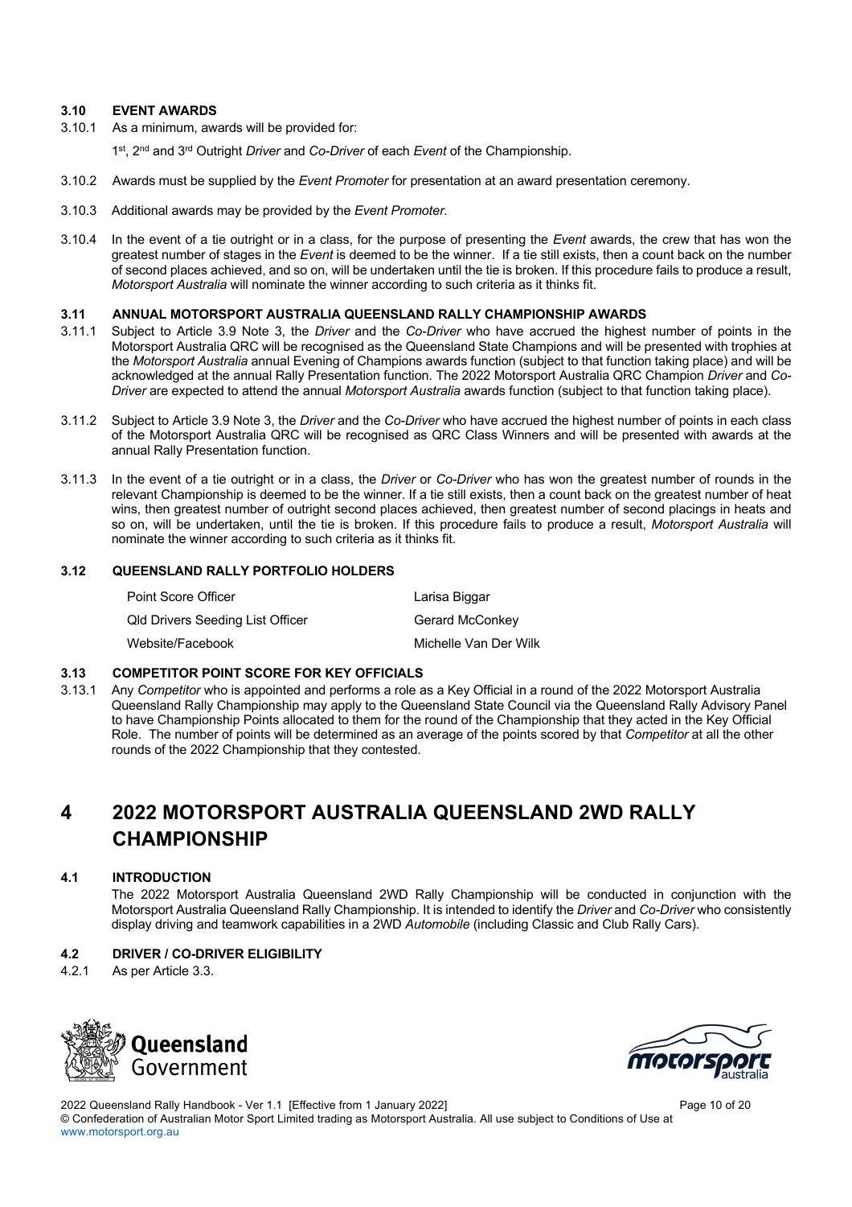### 3.10 EVENT AWARDS

3.10.1 As a minimum, awards will be provided for:

1st, 2nd and 3rd Outright *Driver* and *Co-Driver* of each *Event* of the Championship.

3.10.2 Awards must be supplied by the *Event Promoter* for presentation at an award presentation ceremony.

3.10.3 Additional awards may be provided by the *Event Promoter*.

3.10.4 In the event of a tie outright or in a class, for the purpose of presenting the *Event* awards, the crew that has won the greatest number of stages in the *Event* is deemed to be the winner. If a tie still exists, then a count back on the number of second places achieved, and so on, will be undertaken until the tie is broken. If this procedure fails to produce a result, *Motorsport Australia* will nominate the winner according to such criteria as it thinks fit.

### 3.11 ANNUAL MOTORSPORT AUSTRALIA QUEENSLAND RALLY CHAMPIONSHIP AWARDS

3.11.1 Subject to Article 3.9 Note 3, the *Driver* and the *Co-Driver* who have accrued the highest number of points in the Motorsport Australia QRC will be recognised as the Queensland State Champions and will be presented with trophies at the *Motorsport Australia* annual Evening of Champions awards function (subject to that function taking place) and will be acknowledged at the annual Rally Presentation function. The 2022 Motorsport Australia QRC Champion *Driver* and *Co-Driver* are expected to attend the annual *Motorsport Australia* awards function (subject to that function taking place).

3.11.2 Subject to Article 3.9 Note 3, the *Driver* and the *Co-Driver* who have accrued the highest number of points in each class of the Motorsport Australia QRC will be recognised as QRC Class Winners and will be presented with awards at the annual Rally Presentation function.

3.11.3 In the event of a tie outright or in a class, the *Driver* or *Co-Driver* who has won the greatest number of rounds in the relevant Championship is deemed to be the winner. If a tie still exists, then a count back on the greatest number of heat wins, then greatest number of outright second places achieved, then greatest number of second placings in heats and so on, will be undertaken, until the tie is broken. If this procedure fails to produce a result, *Motorsport Australia* will nominate the winner according to such criteria as it thinks fit.

### 3.12 QUEENSLAND RALLY PORTFOLIO HOLDERS

| | |
|---|---|
| Point Score Officer | Larisa Biggar |
| Qld Drivers Seeding List Officer | Gerard McConkey |
| Website/Facebook | Michelle Van Der Wilk |

### 3.13 COMPETITOR POINT SCORE FOR KEY OFFICIALS

3.13.1 Any *Competitor* who is appointed and performs a role as a Key Official in a round of the 2022 Motorsport Australia Queensland Rally Championship may apply to the Queensland State Council via the Queensland Rally Advisory Panel to have Championship Points allocated to them for the round of the Championship that they acted in the Key Official Role. The number of points will be determined as an average of the points scored by that *Competitor* at all the other rounds of the 2022 Championship that they contested.

# 4 2022 MOTORSPORT AUSTRALIA QUEENSLAND 2WD RALLY CHAMPIONSHIP

### 4.1 INTRODUCTION

The 2022 Motorsport Australia Queensland 2WD Rally Championship will be conducted in conjunction with the Motorsport Australia Queensland Rally Championship. It is intended to identify the *Driver* and *Co-Driver* who consistently display driving and teamwork capabilities in a 2WD *Automobile* (including Classic and Club Rally Cars).

### 4.2 DRIVER / CO-DRIVER ELIGIBILITY

4.2.1 As per Article 3.3.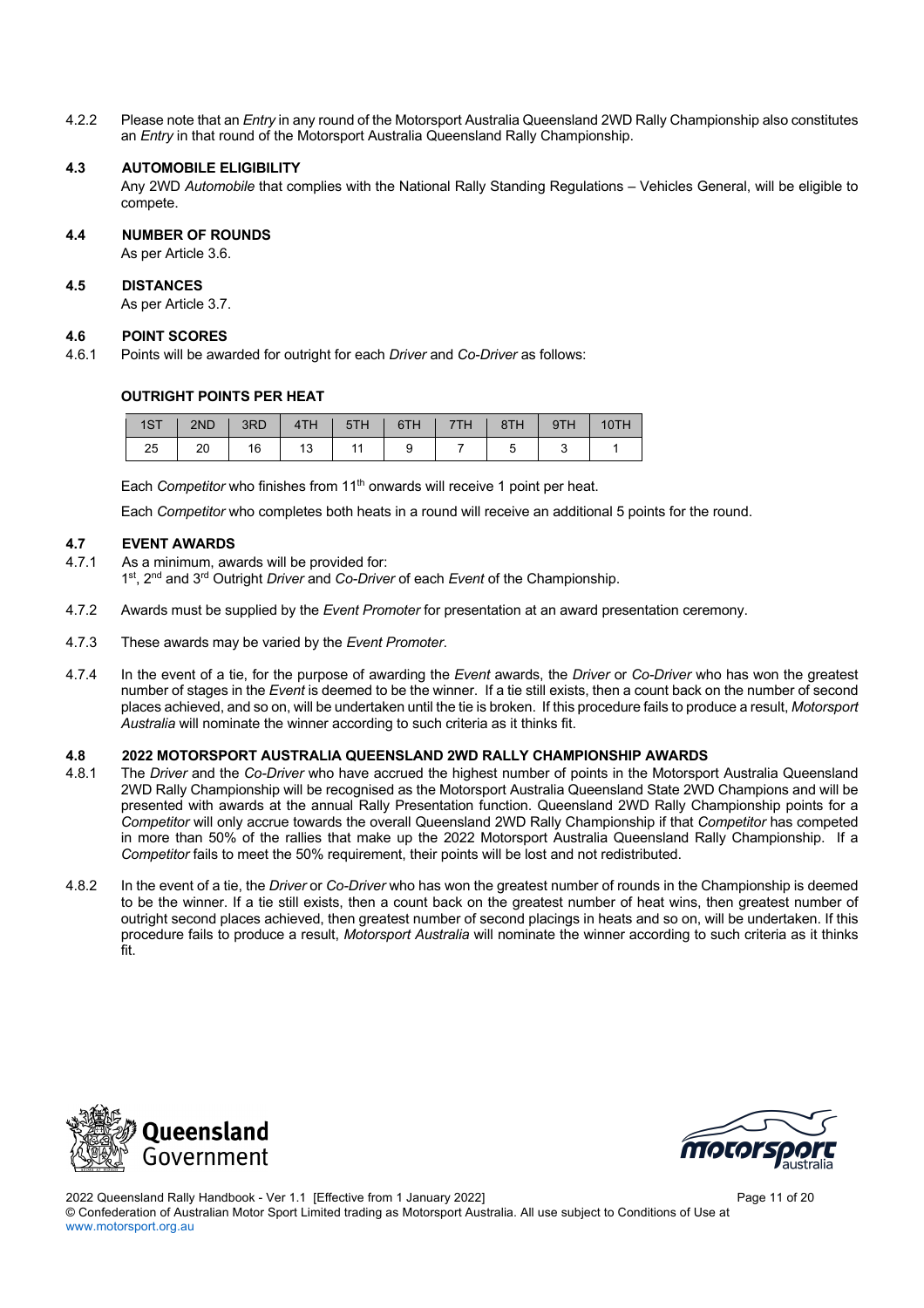4.2.2 Please note that an *Entry* in any round of the Motorsport Australia Queensland 2WD Rally Championship also constitutes an *Entry* in that round of the Motorsport Australia Queensland Rally Championship.

### 4.3 AUTOMOBILE ELIGIBILITY

Any 2WD *Automobile* that complies with the National Rally Standing Regulations – Vehicles General, will be eligible to compete.

### 4.4 NUMBER OF ROUNDS

As per Article 3.6.

### 4.5 DISTANCES

As per Article 3.7.

### 4.6 POINT SCORES

4.6.1 Points will be awarded for outright for each *Driver* and *Co-Driver* as follows:

**OUTRIGHT POINTS PER HEAT**

| 1ST | 2ND | 3RD | 4TH | 5TH | 6TH | 7TH | 8TH | 9TH | 10TH |
|---|---|---|---|---|---|---|---|---|---|
| 25 | 20 | 16 | 13 | 11 | 9 | 7 | 5 | 3 | 1 |

Each *Competitor* who finishes from 11th onwards will receive 1 point per heat.

Each *Competitor* who completes both heats in a round will receive an additional 5 points for the round.

### 4.7 EVENT AWARDS

4.7.1 As a minimum, awards will be provided for:
1st, 2nd and 3rd Outright *Driver* and *Co-Driver* of each *Event* of the Championship.

4.7.2 Awards must be supplied by the *Event Promoter* for presentation at an award presentation ceremony.

4.7.3 These awards may be varied by the *Event Promoter*.

4.7.4 In the event of a tie, for the purpose of awarding the *Event* awards, the *Driver* or *Co-Driver* who has won the greatest number of stages in the *Event* is deemed to be the winner. If a tie still exists, then a count back on the number of second places achieved, and so on, will be undertaken until the tie is broken. If this procedure fails to produce a result, *Motorsport Australia* will nominate the winner according to such criteria as it thinks fit.

### 4.8 2022 MOTORSPORT AUSTRALIA QUEENSLAND 2WD RALLY CHAMPIONSHIP AWARDS

4.8.1 The *Driver* and the *Co-Driver* who have accrued the highest number of points in the Motorsport Australia Queensland 2WD Rally Championship will be recognised as the Motorsport Australia Queensland State 2WD Champions and will be presented with awards at the annual Rally Presentation function. Queensland 2WD Rally Championship points for a *Competitor* will only accrue towards the overall Queensland 2WD Rally Championship if that *Competitor* has competed in more than 50% of the rallies that make up the 2022 Motorsport Australia Queensland Rally Championship. If a *Competitor* fails to meet the 50% requirement, their points will be lost and not redistributed.

4.8.2 In the event of a tie, the *Driver* or *Co-Driver* who has won the greatest number of rounds in the Championship is deemed to be the winner. If a tie still exists, then a count back on the greatest number of heat wins, then greatest number of outright second places achieved, then greatest number of second placings in heats and so on, will be undertaken. If this procedure fails to produce a result, *Motorsport Australia* will nominate the winner according to such criteria as it thinks fit.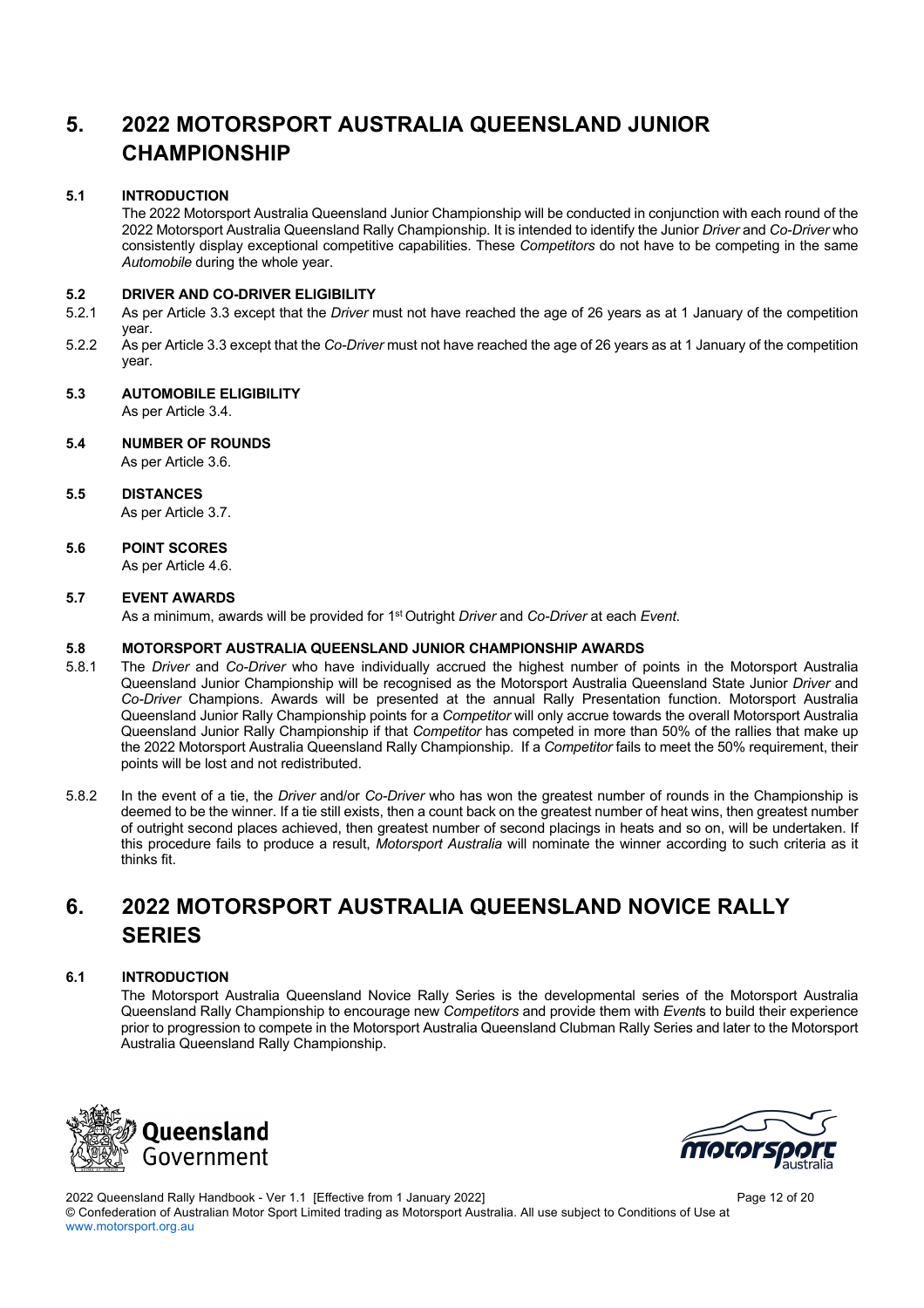# 5. 2022 MOTORSPORT AUSTRALIA QUEENSLAND JUNIOR CHAMPIONSHIP

### 5.1 INTRODUCTION

The 2022 Motorsport Australia Queensland Junior Championship will be conducted in conjunction with each round of the 2022 Motorsport Australia Queensland Rally Championship. It is intended to identify the Junior *Driver* and *Co-Driver* who consistently display exceptional competitive capabilities. These *Competitors* do not have to be competing in the same *Automobile* during the whole year.

### 5.2 DRIVER AND CO-DRIVER ELIGIBILITY

5.2.1 As per Article 3.3 except that the *Driver* must not have reached the age of 26 years as at 1 January of the competition year.

5.2.2 As per Article 3.3 except that the *Co-Driver* must not have reached the age of 26 years as at 1 January of the competition year.

### 5.3 AUTOMOBILE ELIGIBILITY

As per Article 3.4.

### 5.4 NUMBER OF ROUNDS

As per Article 3.6.

### 5.5 DISTANCES

As per Article 3.7.

### 5.6 POINT SCORES

As per Article 4.6.

### 5.7 EVENT AWARDS

As a minimum, awards will be provided for 1st Outright *Driver* and *Co-Driver* at each *Event*.

### 5.8 MOTORSPORT AUSTRALIA QUEENSLAND JUNIOR CHAMPIONSHIP AWARDS

5.8.1 The *Driver* and *Co-Driver* who have individually accrued the highest number of points in the Motorsport Australia Queensland Junior Championship will be recognised as the Motorsport Australia Queensland State Junior *Driver* and *Co-Driver* Champions. Awards will be presented at the annual Rally Presentation function. Motorsport Australia Queensland Junior Rally Championship points for a *Competitor* will only accrue towards the overall Motorsport Australia Queensland Junior Rally Championship if that *Competitor* has competed in more than 50% of the rallies that make up the 2022 Motorsport Australia Queensland Rally Championship. If a *Competitor* fails to meet the 50% requirement, their points will be lost and not redistributed.

5.8.2 In the event of a tie, the *Driver* and/or *Co-Driver* who has won the greatest number of rounds in the Championship is deemed to be the winner. If a tie still exists, then a count back on the greatest number of heat wins, then greatest number of outright second places achieved, then greatest number of second placings in heats and so on, will be undertaken. If this procedure fails to produce a result, *Motorsport Australia* will nominate the winner according to such criteria as it thinks fit.

# 6. 2022 MOTORSPORT AUSTRALIA QUEENSLAND NOVICE RALLY SERIES

### 6.1 INTRODUCTION

The Motorsport Australia Queensland Novice Rally Series is the developmental series of the Motorsport Australia Queensland Rally Championship to encourage new *Competitors* and provide them with *Event*s to build their experience prior to progression to compete in the Motorsport Australia Queensland Clubman Rally Series and later to the Motorsport Australia Queensland Rally Championship.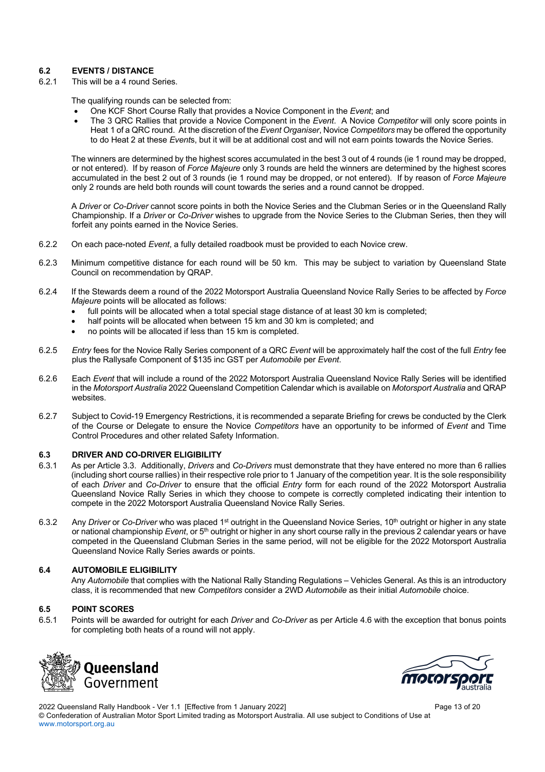### 6.2 EVENTS / DISTANCE

6.2.1 This will be a 4 round Series.

The qualifying rounds can be selected from:

- One KCF Short Course Rally that provides a Novice Component in the *Event*; and
- The 3 QRC Rallies that provide a Novice Component in the *Event*. A Novice *Competitor* will only score points in Heat 1 of a QRC round. At the discretion of the *Event Organiser*, Novice *Competitors* may be offered the opportunity to do Heat 2 at these *Event*s, but it will be at additional cost and will not earn points towards the Novice Series.

The winners are determined by the highest scores accumulated in the best 3 out of 4 rounds (ie 1 round may be dropped, or not entered). If by reason of *Force Majeure* only 3 rounds are held the winners are determined by the highest scores accumulated in the best 2 out of 3 rounds (ie 1 round may be dropped, or not entered). If by reason of *Force Majeure* only 2 rounds are held both rounds will count towards the series and a round cannot be dropped.

A *Driver* or *Co-Driver* cannot score points in both the Novice Series and the Clubman Series or in the Queensland Rally Championship. If a *Driver* or *Co-Driver* wishes to upgrade from the Novice Series to the Clubman Series, then they will forfeit any points earned in the Novice Series.

6.2.2 On each pace-noted *Event*, a fully detailed roadbook must be provided to each Novice crew.

6.2.3 Minimum competitive distance for each round will be 50 km. This may be subject to variation by Queensland State Council on recommendation by QRAP.

6.2.4 If the Stewards deem a round of the 2022 Motorsport Australia Queensland Novice Rally Series to be affected by *Force Majeure* points will be allocated as follows:

- full points will be allocated when a total special stage distance of at least 30 km is completed;
- half points will be allocated when between 15 km and 30 km is completed; and
- no points will be allocated if less than 15 km is completed.

6.2.5 *Entry* fees for the Novice Rally Series component of a QRC *Event* will be approximately half the cost of the full *Entry* fee plus the Rallysafe Component of $135 inc GST per *Automobile* per *Event*.

6.2.6 Each *Event* that will include a round of the 2022 Motorsport Australia Queensland Novice Rally Series will be identified in the *Motorsport Australia* 2022 Queensland Competition Calendar which is available on *Motorsport Australia* and QRAP websites.

6.2.7 Subject to Covid-19 Emergency Restrictions, it is recommended a separate Briefing for crews be conducted by the Clerk of the Course or Delegate to ensure the Novice *Competitors* have an opportunity to be informed of *Event* and Time Control Procedures and other related Safety Information.

### 6.3 DRIVER AND CO-DRIVER ELIGIBILITY

6.3.1 As per Article 3.3. Additionally, *Drivers* and *Co-Drivers* must demonstrate that they have entered no more than 6 rallies (including short course rallies) in their respective role prior to 1 January of the competition year. It is the sole responsibility of each *Driver* and *Co-Driver* to ensure that the official *Entry* form for each round of the 2022 Motorsport Australia Queensland Novice Rally Series in which they choose to compete is correctly completed indicating their intention to compete in the 2022 Motorsport Australia Queensland Novice Rally Series.

6.3.2 Any *Driver* or *Co-Driver* who was placed 1st outright in the Queensland Novice Series, 10th outright or higher in any state or national championship *Event*, or 5th outright or higher in any short course rally in the previous 2 calendar years or have competed in the Queensland Clubman Series in the same period, will not be eligible for the 2022 Motorsport Australia Queensland Novice Rally Series awards or points.

### 6.4 AUTOMOBILE ELIGIBILITY

Any *Automobile* that complies with the National Rally Standing Regulations – Vehicles General. As this is an introductory class, it is recommended that new *Competitors* consider a 2WD *Automobile* as their initial *Automobile* choice.

### 6.5 POINT SCORES

6.5.1 Points will be awarded for outright for each *Driver* and *Co-Driver* as per Article 4.6 with the exception that bonus points for completing both heats of a round will not apply.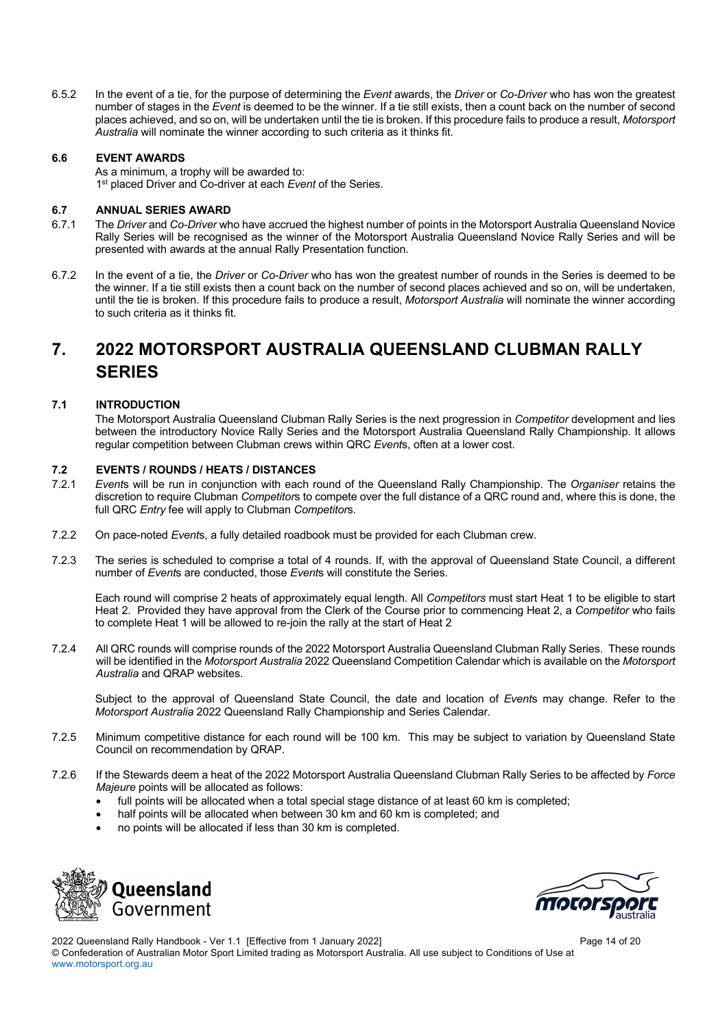6.5.2 In the event of a tie, for the purpose of determining the *Event* awards, the *Driver* or *Co-Driver* who has won the greatest number of stages in the *Event* is deemed to be the winner. If a tie still exists, then a count back on the number of second places achieved, and so on, will be undertaken until the tie is broken. If this procedure fails to produce a result, *Motorsport Australia* will nominate the winner according to such criteria as it thinks fit.

### 6.6 EVENT AWARDS

As a minimum, a trophy will be awarded to:
1st placed Driver and Co-driver at each *Event* of the Series.

### 6.7 ANNUAL SERIES AWARD

6.7.1 The *Driver* and *Co-Driver* who have accrued the highest number of points in the Motorsport Australia Queensland Novice Rally Series will be recognised as the winner of the Motorsport Australia Queensland Novice Rally Series and will be presented with awards at the annual Rally Presentation function.

6.7.2 In the event of a tie, the *Driver* or *Co-Driver* who has won the greatest number of rounds in the Series is deemed to be the winner. If a tie still exists then a count back on the number of second places achieved and so on, will be undertaken, until the tie is broken. If this procedure fails to produce a result, *Motorsport Australia* will nominate the winner according to such criteria as it thinks fit.

## 7. 2022 MOTORSPORT AUSTRALIA QUEENSLAND CLUBMAN RALLY SERIES

### 7.1 INTRODUCTION

The Motorsport Australia Queensland Clubman Rally Series is the next progression in *Competitor* development and lies between the introductory Novice Rally Series and the Motorsport Australia Queensland Rally Championship. It allows regular competition between Clubman crews within QRC *Event*s, often at a lower cost.

### 7.2 EVENTS / ROUNDS / HEATS / DISTANCES

7.2.1 *Event*s will be run in conjunction with each round of the Queensland Rally Championship. The *Organiser* retains the discretion to require Clubman *Competitor*s to compete over the full distance of a QRC round and, where this is done, the full QRC *Entry* fee will apply to Clubman *Competitor*s.

7.2.2 On pace-noted *Event*s, a fully detailed roadbook must be provided for each Clubman crew.

7.2.3 The series is scheduled to comprise a total of 4 rounds. If, with the approval of Queensland State Council, a different number of *Event*s are conducted, those *Event*s will constitute the Series.

Each round will comprise 2 heats of approximately equal length. All *Competitors* must start Heat 1 to be eligible to start Heat 2. Provided they have approval from the Clerk of the Course prior to commencing Heat 2, a *Competitor* who fails to complete Heat 1 will be allowed to re-join the rally at the start of Heat 2

7.2.4 All QRC rounds will comprise rounds of the 2022 Motorsport Australia Queensland Clubman Rally Series. These rounds will be identified in the *Motorsport Australia* 2022 Queensland Competition Calendar which is available on the *Motorsport Australia* and QRAP websites.

Subject to the approval of Queensland State Council, the date and location of *Event*s may change. Refer to the *Motorsport Australia* 2022 Queensland Rally Championship and Series Calendar.

7.2.5 Minimum competitive distance for each round will be 100 km. This may be subject to variation by Queensland State Council on recommendation by QRAP.

7.2.6 If the Stewards deem a heat of the 2022 Motorsport Australia Queensland Clubman Rally Series to be affected by *Force Majeure* points will be allocated as follows:

- full points will be allocated when a total special stage distance of at least 60 km is completed;
- half points will be allocated when between 30 km and 60 km is completed; and
- no points will be allocated if less than 30 km is completed.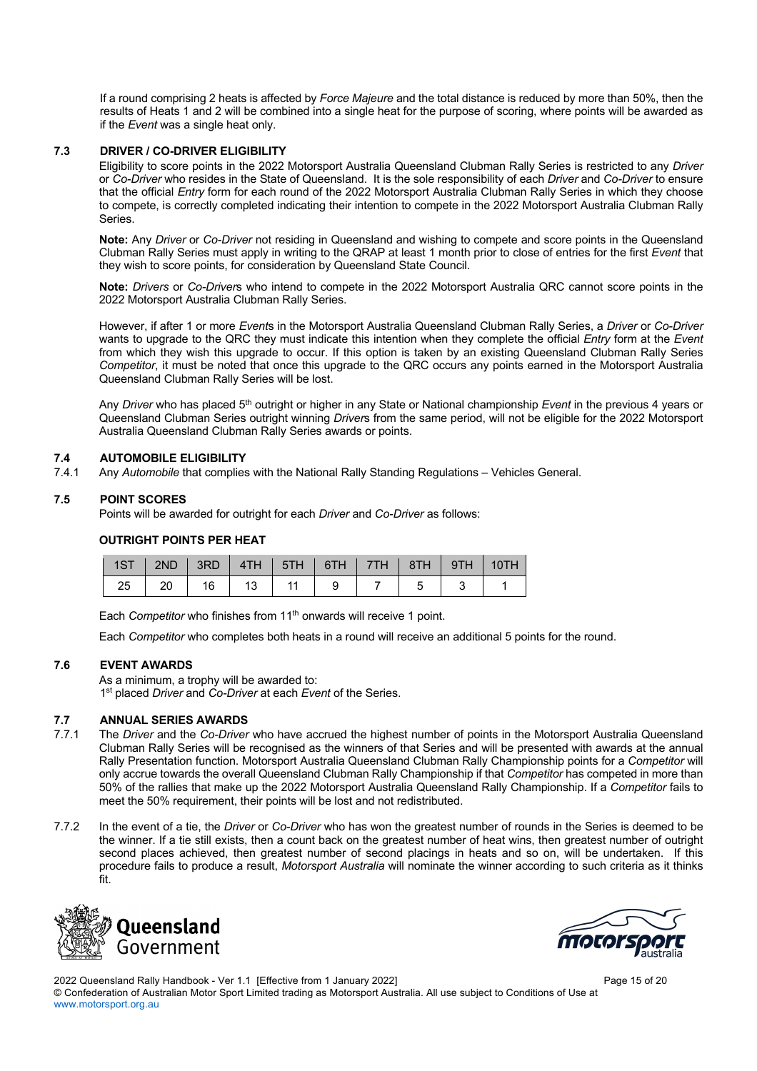If a round comprising 2 heats is affected by *Force Majeure* and the total distance is reduced by more than 50%, then the results of Heats 1 and 2 will be combined into a single heat for the purpose of scoring, where points will be awarded as if the *Event* was a single heat only.

### 7.3 DRIVER / CO-DRIVER ELIGIBILITY

Eligibility to score points in the 2022 Motorsport Australia Queensland Clubman Rally Series is restricted to any *Driver* or *Co-Driver* who resides in the State of Queensland. It is the sole responsibility of each *Driver* and *Co-Driver* to ensure that the official *Entry* form for each round of the 2022 Motorsport Australia Clubman Rally Series in which they choose to compete, is correctly completed indicating their intention to compete in the 2022 Motorsport Australia Clubman Rally Series.

**Note:** Any *Driver* or *Co-Driver* not residing in Queensland and wishing to compete and score points in the Queensland Clubman Rally Series must apply in writing to the QRAP at least 1 month prior to close of entries for the first *Event* that they wish to score points, for consideration by Queensland State Council.

**Note:** *Drivers* or *Co-Drivers* who intend to compete in the 2022 Motorsport Australia QRC cannot score points in the 2022 Motorsport Australia Clubman Rally Series.

However, if after 1 or more *Events* in the Motorsport Australia Queensland Clubman Rally Series, a *Driver* or *Co-Driver* wants to upgrade to the QRC they must indicate this intention when they complete the official *Entry* form at the *Event* from which they wish this upgrade to occur. If this option is taken by an existing Queensland Clubman Rally Series *Competitor*, it must be noted that once this upgrade to the QRC occurs any points earned in the Motorsport Australia Queensland Clubman Rally Series will be lost.

Any *Driver* who has placed 5th outright or higher in any State or National championship *Event* in the previous 4 years or Queensland Clubman Series outright winning *Drivers* from the same period, will not be eligible for the 2022 Motorsport Australia Queensland Clubman Rally Series awards or points.

### 7.4 AUTOMOBILE ELIGIBILITY

7.4.1 Any *Automobile* that complies with the National Rally Standing Regulations – Vehicles General.

### 7.5 POINT SCORES

Points will be awarded for outright for each *Driver* and *Co-Driver* as follows:

**OUTRIGHT POINTS PER HEAT**

| 1ST | 2ND | 3RD | 4TH | 5TH | 6TH | 7TH | 8TH | 9TH | 10TH |
|---|---|---|---|---|---|---|---|---|---|
| 25 | 20 | 16 | 13 | 11 | 9 | 7 | 5 | 3 | 1 |

Each *Competitor* who finishes from 11th onwards will receive 1 point.

Each *Competitor* who completes both heats in a round will receive an additional 5 points for the round.

### 7.6 EVENT AWARDS

As a minimum, a trophy will be awarded to:
1st placed *Driver* and *Co-Driver* at each *Event* of the Series.

### 7.7 ANNUAL SERIES AWARDS

7.7.1 The *Driver* and the *Co-Driver* who have accrued the highest number of points in the Motorsport Australia Queensland Clubman Rally Series will be recognised as the winners of that Series and will be presented with awards at the annual Rally Presentation function. Motorsport Australia Queensland Clubman Rally Championship points for a *Competitor* will only accrue towards the overall Queensland Clubman Rally Championship if that *Competitor* has competed in more than 50% of the rallies that make up the 2022 Motorsport Australia Queensland Rally Championship. If a *Competitor* fails to meet the 50% requirement, their points will be lost and not redistributed.

7.7.2 In the event of a tie, the *Driver* or *Co-Driver* who has won the greatest number of rounds in the Series is deemed to be the winner. If a tie still exists, then a count back on the greatest number of heat wins, then greatest number of outright second places achieved, then greatest number of second placings in heats and so on, will be undertaken. If this procedure fails to produce a result, *Motorsport Australia* will nominate the winner according to such criteria as it thinks fit.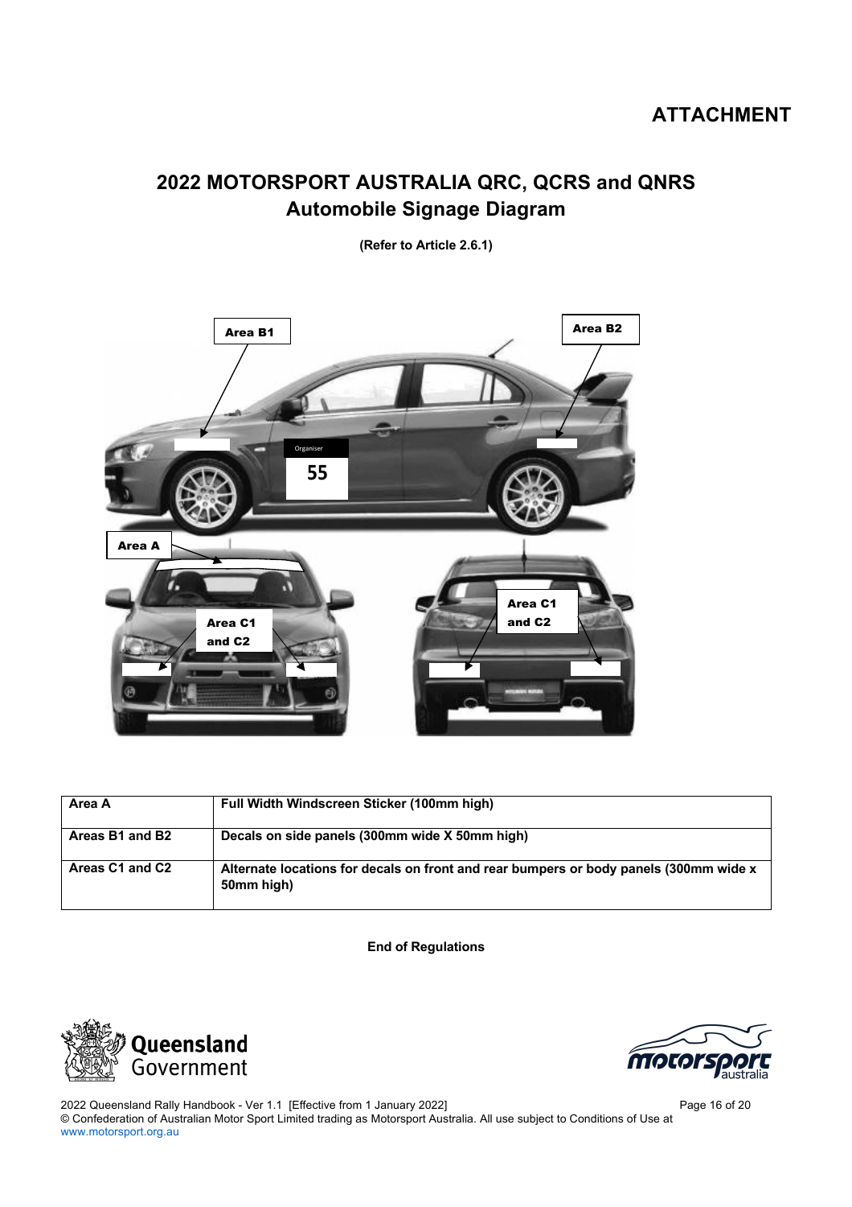## ATTACHMENT

# 2022 MOTORSPORT AUSTRALIA QRC, QCRS and QNRS Automobile Signage Diagram

**(Refer to Article 2.6.1)**

Area B1

Area B2

Organiser

55

Area A

Area C1 and C2

Area C1 and C2

| | |
|---|---|
| **Area A** | **Full Width Windscreen Sticker (100mm high)** |
| **Areas B1 and B2** | **Decals on side panels (300mm wide X 50mm high)** |
| **Areas C1 and C2** | **Alternate locations for decals on front and rear bumpers or body panels (300mm wide x 50mm high)** |

**End of Regulations**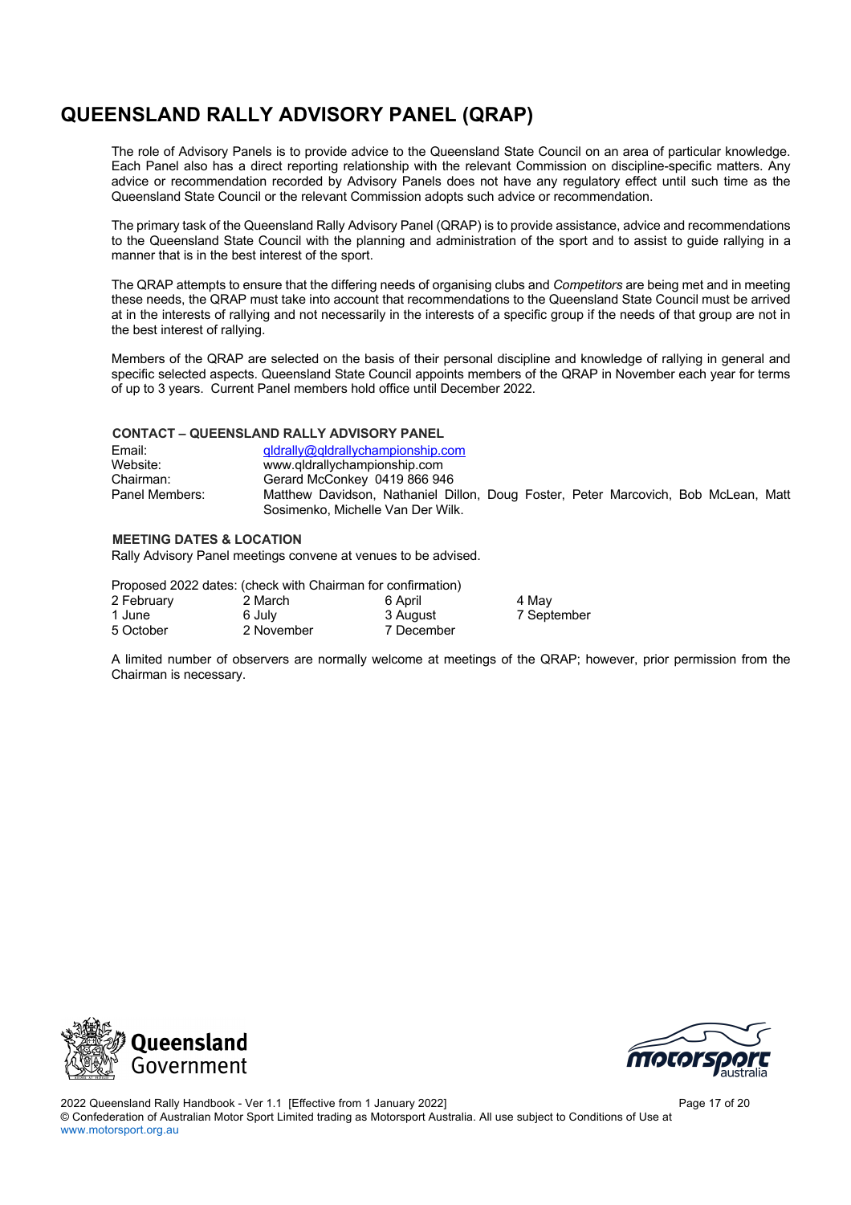# QUEENSLAND RALLY ADVISORY PANEL (QRAP)

The role of Advisory Panels is to provide advice to the Queensland State Council on an area of particular knowledge. Each Panel also has a direct reporting relationship with the relevant Commission on discipline-specific matters. Any advice or recommendation recorded by Advisory Panels does not have any regulatory effect until such time as the Queensland State Council or the relevant Commission adopts such advice or recommendation.

The primary task of the Queensland Rally Advisory Panel (QRAP) is to provide assistance, advice and recommendations to the Queensland State Council with the planning and administration of the sport and to assist to guide rallying in a manner that is in the best interest of the sport.

The QRAP attempts to ensure that the differing needs of organising clubs and *Competitors* are being met and in meeting these needs, the QRAP must take into account that recommendations to the Queensland State Council must be arrived at in the interests of rallying and not necessarily in the interests of a specific group if the needs of that group are not in the best interest of rallying.

Members of the QRAP are selected on the basis of their personal discipline and knowledge of rallying in general and specific selected aspects. Queensland State Council appoints members of the QRAP in November each year for terms of up to 3 years. Current Panel members hold office until December 2022.

### CONTACT – QUEENSLAND RALLY ADVISORY PANEL

| | |
|---|---|
| Email: | qldrally@qldrallychampionship.com |
| Website: | www.qldrallychampionship.com |
| Chairman: | Gerard McConkey 0419 866 946 |
| Panel Members: | Matthew Davidson, Nathaniel Dillon, Doug Foster, Peter Marcovich, Bob McLean, Matt Sosimenko, Michelle Van Der Wilk. |

### MEETING DATES & LOCATION

Rally Advisory Panel meetings convene at venues to be advised.

Proposed 2022 dates: (check with Chairman for confirmation)

| | | | |
|---|---|---|---|
| 2 February | 2 March | 6 April | 4 May |
| 1 June | 6 July | 3 August | 7 September |
| 5 October | 2 November | 7 December | |

A limited number of observers are normally welcome at meetings of the QRAP; however, prior permission from the Chairman is necessary.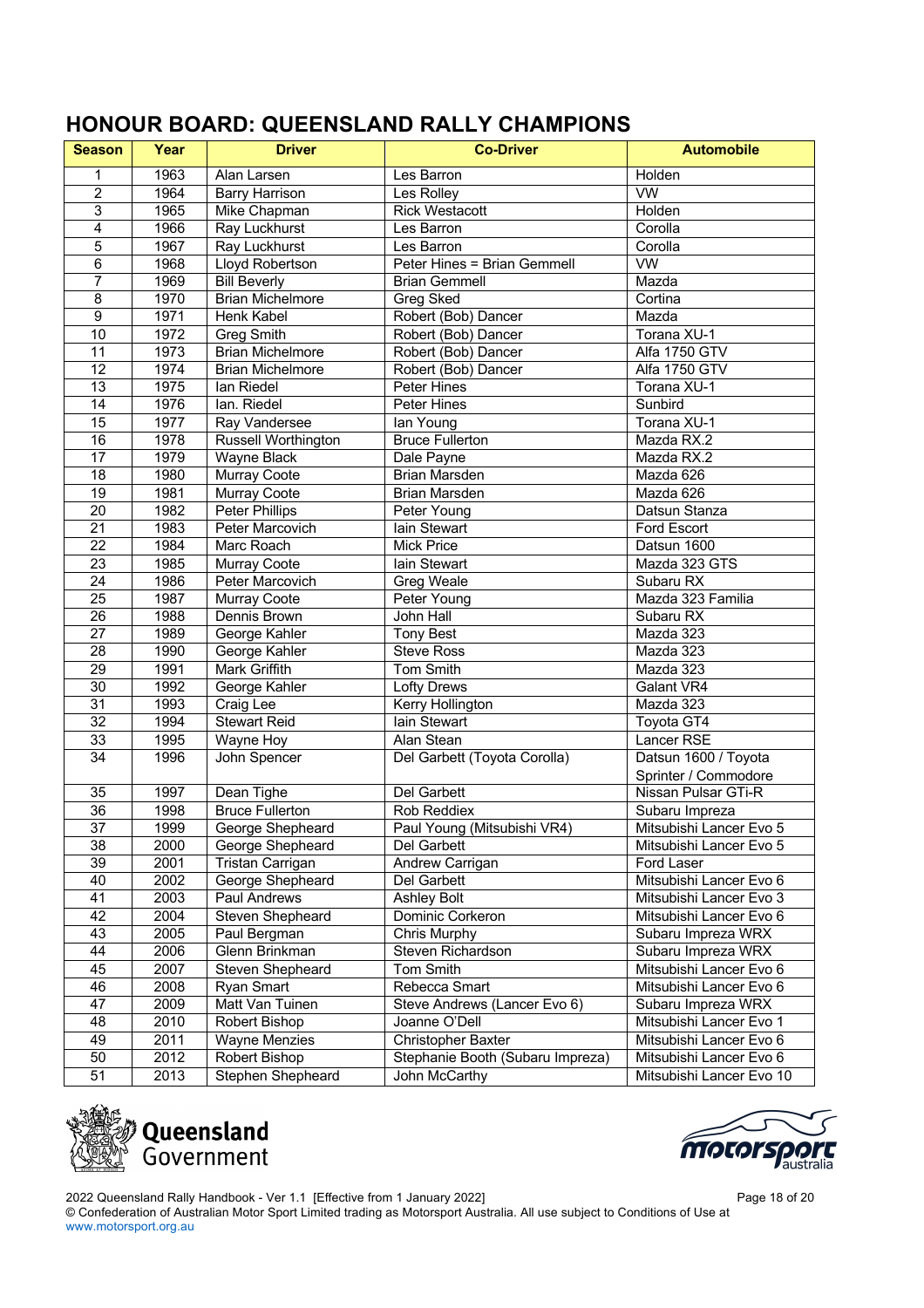# HONOUR BOARD: QUEENSLAND RALLY CHAMPIONS

| Season | Year | Driver | Co-Driver | Automobile |
|---|---|---|---|---|
| 1 | 1963 | Alan Larsen | Les Barron | Holden |
| 2 | 1964 | Barry Harrison | Les Rolley | VW |
| 3 | 1965 | Mike Chapman | Rick Westacott | Holden |
| 4 | 1966 | Ray Luckhurst | Les Barron | Corolla |
| 5 | 1967 | Ray Luckhurst | Les Barron | Corolla |
| 6 | 1968 | Lloyd Robertson | Peter Hines = Brian Gemmell | VW |
| 7 | 1969 | Bill Beverly | Brian Gemmell | Mazda |
| 8 | 1970 | Brian Michelmore | Greg Sked | Cortina |
| 9 | 1971 | Henk Kabel | Robert (Bob) Dancer | Mazda |
| 10 | 1972 | Greg Smith | Robert (Bob) Dancer | Torana XU-1 |
| 11 | 1973 | Brian Michelmore | Robert (Bob) Dancer | Alfa 1750 GTV |
| 12 | 1974 | Brian Michelmore | Robert (Bob) Dancer | Alfa 1750 GTV |
| 13 | 1975 | Ian Riedel | Peter Hines | Torana XU-1 |
| 14 | 1976 | Ian. Riedel | Peter Hines | Sunbird |
| 15 | 1977 | Ray Vandersee | Ian Young | Torana XU-1 |
| 16 | 1978 | Russell Worthington | Bruce Fullerton | Mazda RX.2 |
| 17 | 1979 | Wayne Black | Dale Payne | Mazda RX.2 |
| 18 | 1980 | Murray Coote | Brian Marsden | Mazda 626 |
| 19 | 1981 | Murray Coote | Brian Marsden | Mazda 626 |
| 20 | 1982 | Peter Phillips | Peter Young | Datsun Stanza |
| 21 | 1983 | Peter Marcovich | Iain Stewart | Ford Escort |
| 22 | 1984 | Marc Roach | Mick Price | Datsun 1600 |
| 23 | 1985 | Murray Coote | Iain Stewart | Mazda 323 GTS |
| 24 | 1986 | Peter Marcovich | Greg Weale | Subaru RX |
| 25 | 1987 | Murray Coote | Peter Young | Mazda 323 Familia |
| 26 | 1988 | Dennis Brown | John Hall | Subaru RX |
| 27 | 1989 | George Kahler | Tony Best | Mazda 323 |
| 28 | 1990 | George Kahler | Steve Ross | Mazda 323 |
| 29 | 1991 | Mark Griffith | Tom Smith | Mazda 323 |
| 30 | 1992 | George Kahler | Lofty Drews | Galant VR4 |
| 31 | 1993 | Craig Lee | Kerry Hollington | Mazda 323 |
| 32 | 1994 | Stewart Reid | Iain Stewart | Toyota GT4 |
| 33 | 1995 | Wayne Hoy | Alan Stean | Lancer RSE |
| 34 | 1996 | John Spencer | Del Garbett (Toyota Corolla) | Datsun 1600 / Toyota Sprinter / Commodore |
| 35 | 1997 | Dean Tighe | Del Garbett | Nissan Pulsar GTi-R |
| 36 | 1998 | Bruce Fullerton | Rob Reddiex | Subaru Impreza |
| 37 | 1999 | George Shepheard | Paul Young (Mitsubishi VR4) | Mitsubishi Lancer Evo 5 |
| 38 | 2000 | George Shepheard | Del Garbett | Mitsubishi Lancer Evo 5 |
| 39 | 2001 | Tristan Carrigan | Andrew Carrigan | Ford Laser |
| 40 | 2002 | George Shepheard | Del Garbett | Mitsubishi Lancer Evo 6 |
| 41 | 2003 | Paul Andrews | Ashley Bolt | Mitsubishi Lancer Evo 3 |
| 42 | 2004 | Steven Shepheard | Dominic Corkeron | Mitsubishi Lancer Evo 6 |
| 43 | 2005 | Paul Bergman | Chris Murphy | Subaru Impreza WRX |
| 44 | 2006 | Glenn Brinkman | Steven Richardson | Subaru Impreza WRX |
| 45 | 2007 | Steven Shepheard | Tom Smith | Mitsubishi Lancer Evo 6 |
| 46 | 2008 | Ryan Smart | Rebecca Smart | Mitsubishi Lancer Evo 6 |
| 47 | 2009 | Matt Van Tuinen | Steve Andrews (Lancer Evo 6) | Subaru Impreza WRX |
| 48 | 2010 | Robert Bishop | Joanne O'Dell | Mitsubishi Lancer Evo 1 |
| 49 | 2011 | Wayne Menzies | Christopher Baxter | Mitsubishi Lancer Evo 6 |
| 50 | 2012 | Robert Bishop | Stephanie Booth (Subaru Impreza) | Mitsubishi Lancer Evo 6 |
| 51 | 2013 | Stephen Shepheard | John McCarthy | Mitsubishi Lancer Evo 10 |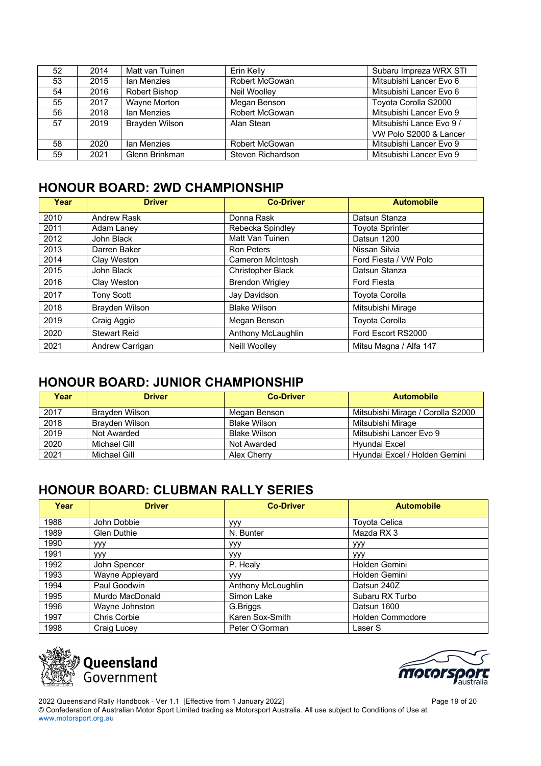| | | | | |
|---|---|---|---|---|
| 52 | 2014 | Matt van Tuinen | Erin Kelly | Subaru Impreza WRX STI |
| 53 | 2015 | Ian Menzies | Robert McGowan | Mitsubishi Lancer Evo 6 |
| 54 | 2016 | Robert Bishop | Neil Woolley | Mitsubishi Lancer Evo 6 |
| 55 | 2017 | Wayne Morton | Megan Benson | Toyota Corolla S2000 |
| 56 | 2018 | Ian Menzies | Robert McGowan | Mitsubishi Lancer Evo 9 |
| 57 | 2019 | Brayden Wilson | Alan Stean | Mitsubishi Lance Evo 9 / VW Polo S2000 & Lancer |
| 58 | 2020 | Ian Menzies | Robert McGowan | Mitsubishi Lancer Evo 9 |
| 59 | 2021 | Glenn Brinkman | Steven Richardson | Mitsubishi Lancer Evo 9 |

## HONOUR BOARD: 2WD CHAMPIONSHIP

| Year | Driver | Co-Driver | Automobile |
|---|---|---|---|
| 2010 | Andrew Rask | Donna Rask | Datsun Stanza |
| 2011 | Adam Laney | Rebecka Spindley | Toyota Sprinter |
| 2012 | John Black | Matt Van Tuinen | Datsun 1200 |
| 2013 | Darren Baker | Ron Peters | Nissan Silvia |
| 2014 | Clay Weston | Cameron McIntosh | Ford Fiesta / VW Polo |
| 2015 | John Black | Christopher Black | Datsun Stanza |
| 2016 | Clay Weston | Brendon Wrigley | Ford Fiesta |
| 2017 | Tony Scott | Jay Davidson | Toyota Corolla |
| 2018 | Brayden Wilson | Blake Wilson | Mitsubishi Mirage |
| 2019 | Craig Aggio | Megan Benson | Toyota Corolla |
| 2020 | Stewart Reid | Anthony McLaughlin | Ford Escort RS2000 |
| 2021 | Andrew Carrigan | Neill Woolley | Mitsu Magna / Alfa 147 |

## HONOUR BOARD: JUNIOR CHAMPIONSHIP

| Year | Driver | Co-Driver | Automobile |
|---|---|---|---|
| 2017 | Brayden Wilson | Megan Benson | Mitsubishi Mirage / Corolla S2000 |
| 2018 | Brayden Wilson | Blake Wilson | Mitsubishi Mirage |
| 2019 | Not Awarded | Blake Wilson | Mitsubishi Lancer Evo 9 |
| 2020 | Michael Gill | Not Awarded | Hyundai Excel |
| 2021 | Michael Gill | Alex Cherry | Hyundai Excel / Holden Gemini |

## HONOUR BOARD: CLUBMAN RALLY SERIES

| Year | Driver | Co-Driver | Automobile |
|---|---|---|---|
| 1988 | John Dobbie | yyy | Toyota Celica |
| 1989 | Glen Duthie | N. Bunter | Mazda RX 3 |
| 1990 | yyy | yyy | yyy |
| 1991 | yyy | yyy | yyy |
| 1992 | John Spencer | P. Healy | Holden Gemini |
| 1993 | Wayne Appleyard | yyy | Holden Gemini |
| 1994 | Paul Goodwin | Anthony McLoughlin | Datsun 240Z |
| 1995 | Murdo MacDonald | Simon Lake | Subaru RX Turbo |
| 1996 | Wayne Johnston | G.Briggs | Datsun 1600 |
| 1997 | Chris Corbie | Karen Sox-Smith | Holden Commodore |
| 1998 | Craig Lucey | Peter O'Gorman | Laser S |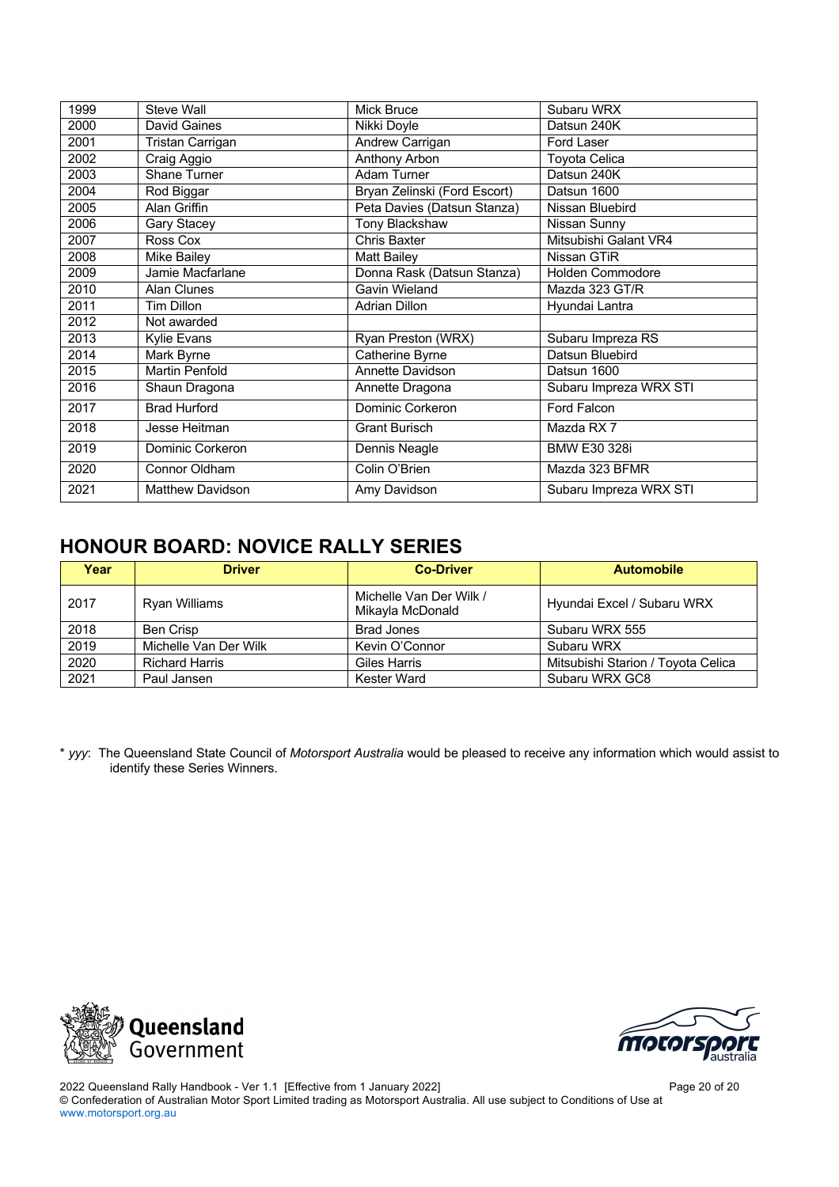| | | | |
|---|---|---|---|
| 1999 | Steve Wall | Mick Bruce | Subaru WRX |
| 2000 | David Gaines | Nikki Doyle | Datsun 240K |
| 2001 | Tristan Carrigan | Andrew Carrigan | Ford Laser |
| 2002 | Craig Aggio | Anthony Arbon | Toyota Celica |
| 2003 | Shane Turner | Adam Turner | Datsun 240K |
| 2004 | Rod Biggar | Bryan Zelinski (Ford Escort) | Datsun 1600 |
| 2005 | Alan Griffin | Peta Davies (Datsun Stanza) | Nissan Bluebird |
| 2006 | Gary Stacey | Tony Blackshaw | Nissan Sunny |
| 2007 | Ross Cox | Chris Baxter | Mitsubishi Galant VR4 |
| 2008 | Mike Bailey | Matt Bailey | Nissan GTiR |
| 2009 | Jamie Macfarlane | Donna Rask (Datsun Stanza) | Holden Commodore |
| 2010 | Alan Clunes | Gavin Wieland | Mazda 323 GT/R |
| 2011 | Tim Dillon | Adrian Dillon | Hyundai Lantra |
| 2012 | Not awarded | | |
| 2013 | Kylie Evans | Ryan Preston (WRX) | Subaru Impreza RS |
| 2014 | Mark Byrne | Catherine Byrne | Datsun Bluebird |
| 2015 | Martin Penfold | Annette Davidson | Datsun 1600 |
| 2016 | Shaun Dragona | Annette Dragona | Subaru Impreza WRX STI |
| 2017 | Brad Hurford | Dominic Corkeron | Ford Falcon |
| 2018 | Jesse Heitman | Grant Burisch | Mazda RX 7 |
| 2019 | Dominic Corkeron | Dennis Neagle | BMW E30 328i |
| 2020 | Connor Oldham | Colin O'Brien | Mazda 323 BFMR |
| 2021 | Matthew Davidson | Amy Davidson | Subaru Impreza WRX STI |

## HONOUR BOARD: NOVICE RALLY SERIES

| Year | Driver | Co-Driver | Automobile |
|---|---|---|---|
| 2017 | Ryan Williams | Michelle Van Der Wilk / Mikayla McDonald | Hyundai Excel / Subaru WRX |
| 2018 | Ben Crisp | Brad Jones | Subaru WRX 555 |
| 2019 | Michelle Van Der Wilk | Kevin O'Connor | Subaru WRX |
| 2020 | Richard Harris | Giles Harris | Mitsubishi Starion / Toyota Celica |
| 2021 | Paul Jansen | Kester Ward | Subaru WRX GC8 |

\* *yyy*: The Queensland State Council of *Motorsport Australia* would be pleased to receive any information which would assist to identify these Series Winners.

2022 Queensland Rally Handbook - Ver 1.1 [Effective from 1 January 2022]
© Confederation of Australian Motor Sport Limited trading as Motorsport Australia. All use subject to Conditions of Use at www.motorsport.org.au